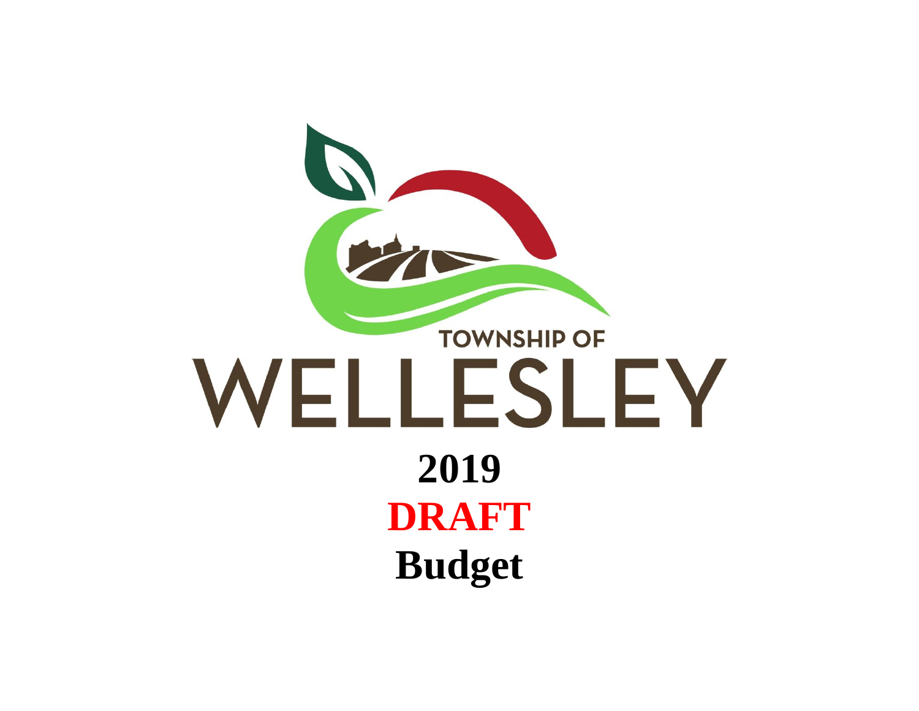TOWNSHIP OF

# WELLESLEY

# 2019

# DRAFT

# Budget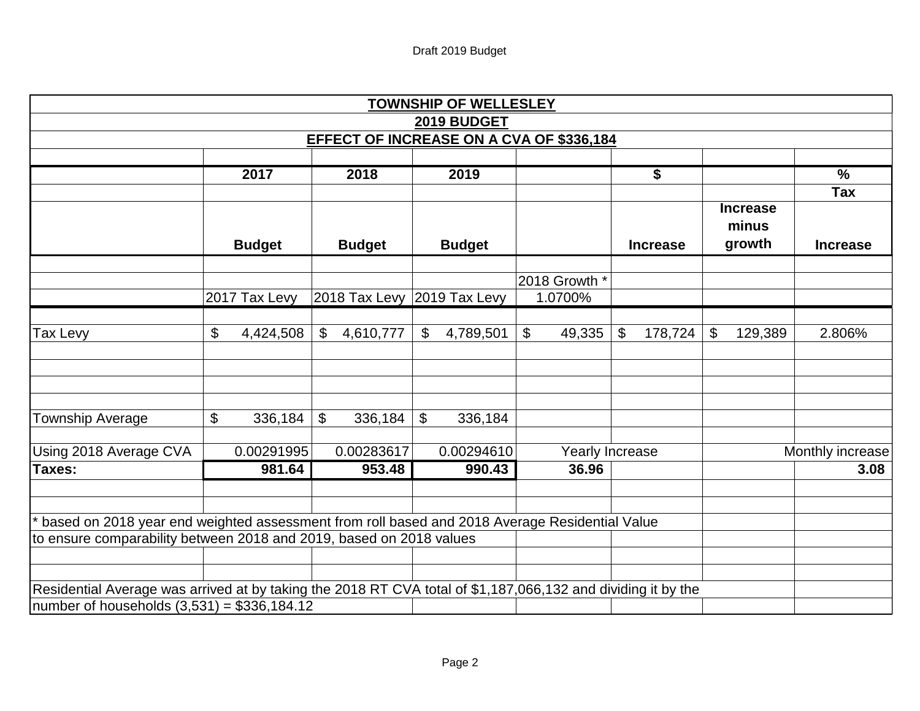Draft 2019 Budget

| TOWNSHIP OF WELLESLEY | | | | | | | |
|---|---|---|---|---|---|---|---|
| **2019 BUDGET** | | | | | | | |
| **EFFECT OF INCREASE ON A CVA OF $336,184** | | | | | | | |
| | **2017** | **2018** | **2019** | | **$** | | **%** |
| | | | | | | | **Tax** |
| | **Budget** | **Budget** | **Budget** | | **Increase** | **Increase minus growth** | **Increase** |
| | | | | 2018 Growth * | | | |
| | 2017 Tax Levy | 2018 Tax Levy | 2019 Tax Levy | 1.0700% | | | |
| Tax Levy | $ 4,424,508 | $ 4,610,777 | $ 4,789,501 | $ 49,335 | $ 178,724 | $ 129,389 | 2.806% |
| Township Average | $ 336,184 | $ 336,184 | $ 336,184 | | | | |
| Using 2018 Average CVA | 0.00291995 | 0.00283617 | 0.00294610 | Yearly Increase | | | Monthly increase |
| **Taxes:** | **981.64** | **953.48** | **990.43** | **36.96** | | | **3.08** |

* based on 2018 year end weighted assessment from roll based and 2018 Average Residential Value
to ensure comparability between 2018 and 2019, based on 2018 values

Residential Average was arrived at by taking the 2018 RT CVA total of $1,187,066,132 and dividing it by the
number of households (3,531) = $336,184.12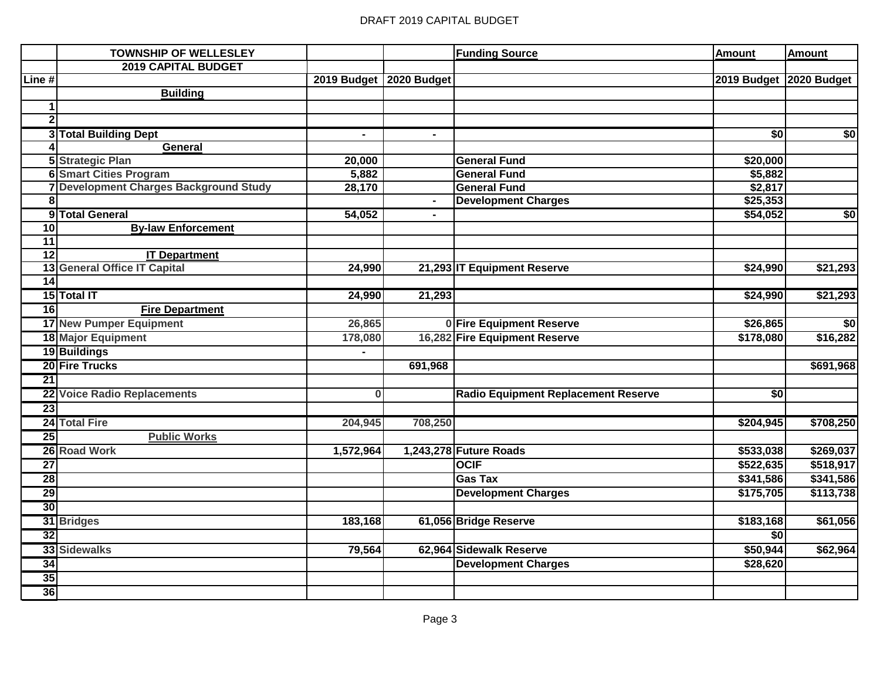| | TOWNSHIP OF WELLESLEY | | | Funding Source | Amount | Amount |
|---|---|---|---|---|---|---|
| | 2019 CAPITAL BUDGET | | | | | |
| Line # | | 2019 Budget | 2020 Budget | | 2019 Budget | 2020 Budget |
| | **Building** | | | | | |
| 1 | | | | | | |
| 2 | | | | | | |
| 3 | Total Building Dept | - | - | | $0 | $0 |
| 4 | **General** | | | | | |
| 5 | Strategic Plan | 20,000 | | General Fund | $20,000 | |
| 6 | Smart Cities Program | 5,882 | | General Fund | $5,882 | |
| 7 | Development Charges Background Study | 28,170 | | General Fund | $2,817 | |
| 8 | | | - | Development Charges | $25,353 | |
| 9 | Total General | 54,052 | - | | $54,052 | $0 |
| 10 | **By-law Enforcement** | | | | | |
| 11 | | | | | | |
| 12 | **IT Department** | | | | | |
| 13 | General Office IT Capital | 24,990 | 21,293 | IT Equipment Reserve | $24,990 | $21,293 |
| 14 | | | | | | |
| 15 | Total IT | 24,990 | 21,293 | | $24,990 | $21,293 |
| 16 | **Fire Department** | | | | | |
| 17 | New Pumper Equipment | 26,865 | 0 | Fire Equipment Reserve | $26,865 | $0 |
| 18 | Major Equipment | 178,080 | 16,282 | Fire Equipment Reserve | $178,080 | $16,282 |
| 19 | Buildings | - | | | | |
| 20 | Fire Trucks | | 691,968 | | | $691,968 |
| 21 | | | | | | |
| 22 | Voice Radio Replacements | 0 | | Radio Equipment Replacement Reserve | $0 | |
| 23 | | | | | | |
| 24 | Total Fire | 204,945 | 708,250 | | $204,945 | $708,250 |
| 25 | **Public Works** | | | | | |
| 26 | Road Work | 1,572,964 | 1,243,278 | Future Roads | $533,038 | $269,037 |
| 27 | | | | OCIF | $522,635 | $518,917 |
| 28 | | | | Gas Tax | $341,586 | $341,586 |
| 29 | | | | Development Charges | $175,705 | $113,738 |
| 30 | | | | | | |
| 31 | Bridges | 183,168 | 61,056 | Bridge Reserve | $183,168 | $61,056 |
| 32 | | | | | $0 | |
| 33 | Sidewalks | 79,564 | 62,964 | Sidewalk Reserve | $50,944 | $62,964 |
| 34 | | | | Development Charges | $28,620 | |
| 35 | | | | | | |
| 36 | | | | | | |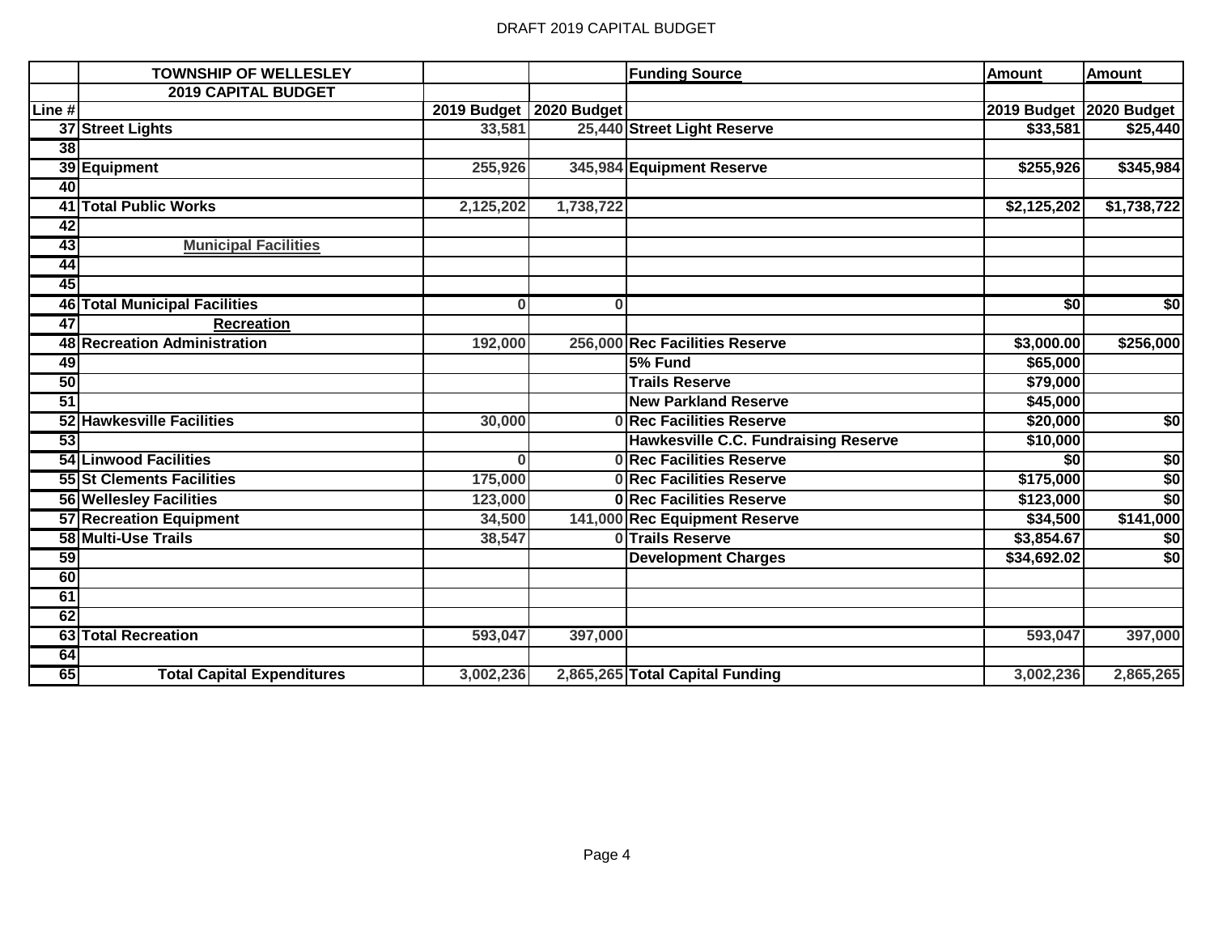| | TOWNSHIP OF WELLESLEY | | | Funding Source | Amount | Amount |
|---|---|---|---|---|---|---|
| | 2019 CAPITAL BUDGET | | | | | |
| Line # | | 2019 Budget | 2020 Budget | | 2019 Budget | 2020 Budget |
| 37 | Street Lights | 33,581 | 25,440 | Street Light Reserve | $33,581 | $25,440 |
| 38 | | | | | | |
| 39 | Equipment | 255,926 | 345,984 | Equipment Reserve | $255,926 | $345,984 |
| 40 | | | | | | |
| 41 | Total Public Works | 2,125,202 | 1,738,722 | | $2,125,202 | $1,738,722 |
| 42 | | | | | | |
| 43 | Municipal Facilities | | | | | |
| 44 | | | | | | |
| 45 | | | | | | |
| 46 | Total Municipal Facilities | 0 | 0 | | $0 | $0 |
| 47 | Recreation | | | | | |
| 48 | Recreation Administration | 192,000 | 256,000 | Rec Facilities Reserve | $3,000.00 | $256,000 |
| 49 | | | | 5% Fund | $65,000 | |
| 50 | | | | Trails Reserve | $79,000 | |
| 51 | | | | New Parkland Reserve | $45,000 | |
| 52 | Hawkesville Facilities | 30,000 | 0 | Rec Facilities Reserve | $20,000 | $0 |
| 53 | | | | Hawkesville C.C. Fundraising Reserve | $10,000 | |
| 54 | Linwood Facilities | 0 | 0 | Rec Facilities Reserve | $0 | $0 |
| 55 | St Clements Facilities | 175,000 | 0 | Rec Facilities Reserve | $175,000 | $0 |
| 56 | Wellesley Facilities | 123,000 | 0 | Rec Facilities Reserve | $123,000 | $0 |
| 57 | Recreation Equipment | 34,500 | 141,000 | Rec Equipment Reserve | $34,500 | $141,000 |
| 58 | Multi-Use Trails | 38,547 | 0 | Trails Reserve | $3,854.67 | $0 |
| 59 | | | | Development Charges | $34,692.02 | $0 |
| 60 | | | | | | |
| 61 | | | | | | |
| 62 | | | | | | |
| 63 | Total Recreation | 593,047 | 397,000 | | 593,047 | 397,000 |
| 64 | | | | | | |
| 65 | Total Capital Expenditures | 3,002,236 | 2,865,265 | Total Capital Funding | 3,002,236 | 2,865,265 |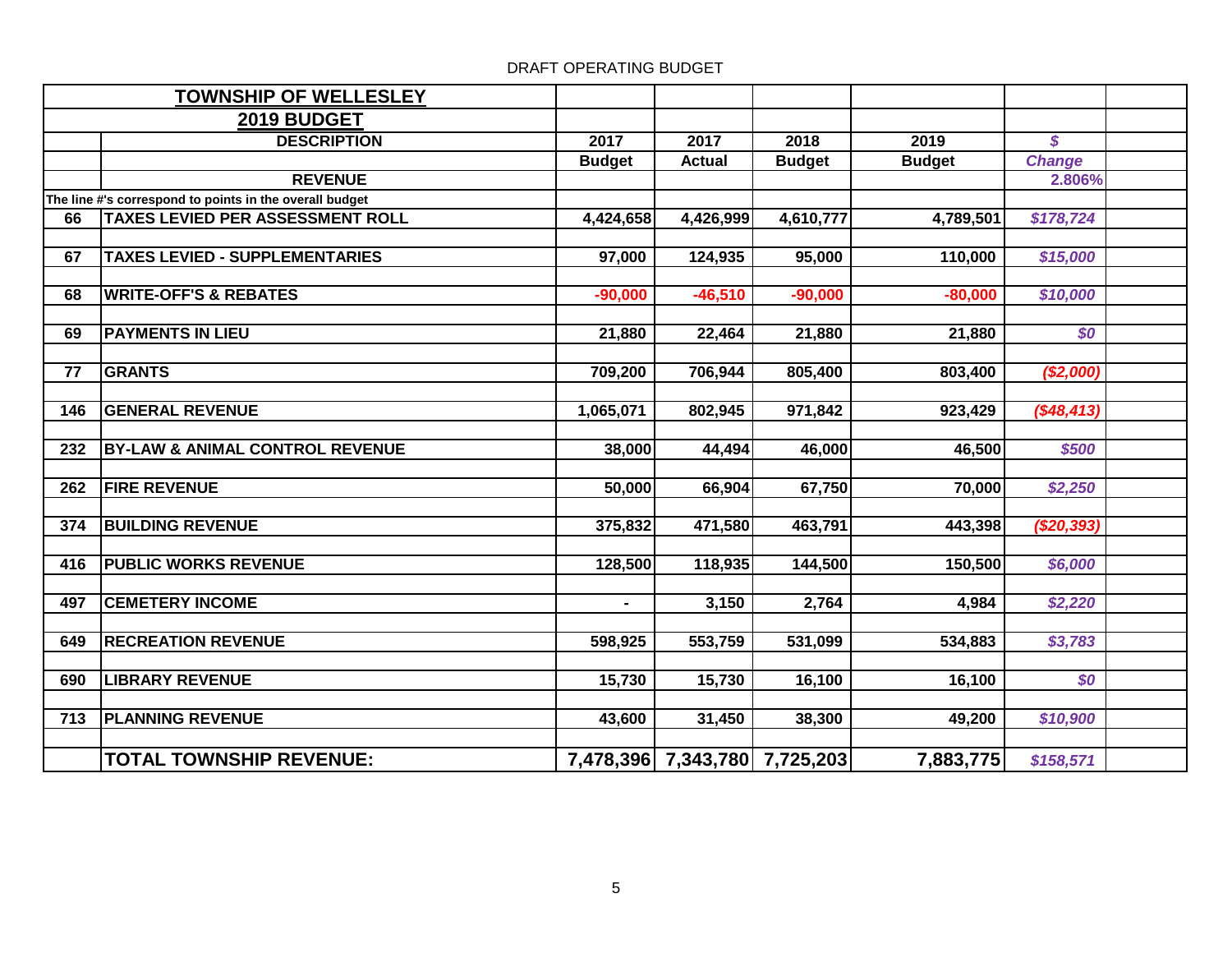DRAFT OPERATING BUDGET

| | TOWNSHIP OF WELLESLEY | | | | | | |
|---|---|---|---|---|---|---|---|
| | **2019 BUDGET** | | | | | | |
| | **DESCRIPTION** | **2017** | **2017** | **2018** | **2019** | ***$*** | |
| | | **Budget** | **Actual** | **Budget** | **Budget** | ***Change*** | |
| | **REVENUE** | | | | | **2.806%** | |
| The line #'s correspond to points in the overall budget | | | | | | | |
| 66 | **TAXES LEVIED PER ASSESSMENT ROLL** | 4,424,658 | 4,426,999 | 4,610,777 | 4,789,501 | *$178,724* | |
| 67 | **TAXES LEVIED - SUPPLEMENTARIES** | 97,000 | 124,935 | 95,000 | 110,000 | *$15,000* | |
| 68 | **WRITE-OFF'S & REBATES** | -90,000 | -46,510 | -90,000 | -80,000 | *$10,000* | |
| 69 | **PAYMENTS IN LIEU** | 21,880 | 22,464 | 21,880 | 21,880 | *$0* | |
| 77 | **GRANTS** | 709,200 | 706,944 | 805,400 | 803,400 | *($2,000)* | |
| 146 | **GENERAL REVENUE** | 1,065,071 | 802,945 | 971,842 | 923,429 | *($48,413)* | |
| 232 | **BY-LAW & ANIMAL CONTROL REVENUE** | 38,000 | 44,494 | 46,000 | 46,500 | *$500* | |
| 262 | **FIRE REVENUE** | 50,000 | 66,904 | 67,750 | 70,000 | *$2,250* | |
| 374 | **BUILDING REVENUE** | 375,832 | 471,580 | 463,791 | 443,398 | *($20,393)* | |
| 416 | **PUBLIC WORKS REVENUE** | 128,500 | 118,935 | 144,500 | 150,500 | *$6,000* | |
| 497 | **CEMETERY INCOME** | - | 3,150 | 2,764 | 4,984 | *$2,220* | |
| 649 | **RECREATION REVENUE** | 598,925 | 553,759 | 531,099 | 534,883 | *$3,783* | |
| 690 | **LIBRARY REVENUE** | 15,730 | 15,730 | 16,100 | 16,100 | *$0* | |
| 713 | **PLANNING REVENUE** | 43,600 | 31,450 | 38,300 | 49,200 | *$10,900* | |
| | **TOTAL TOWNSHIP REVENUE:** | **7,478,396** | **7,343,780** | **7,725,203** | **7,883,775** | *$158,571* | |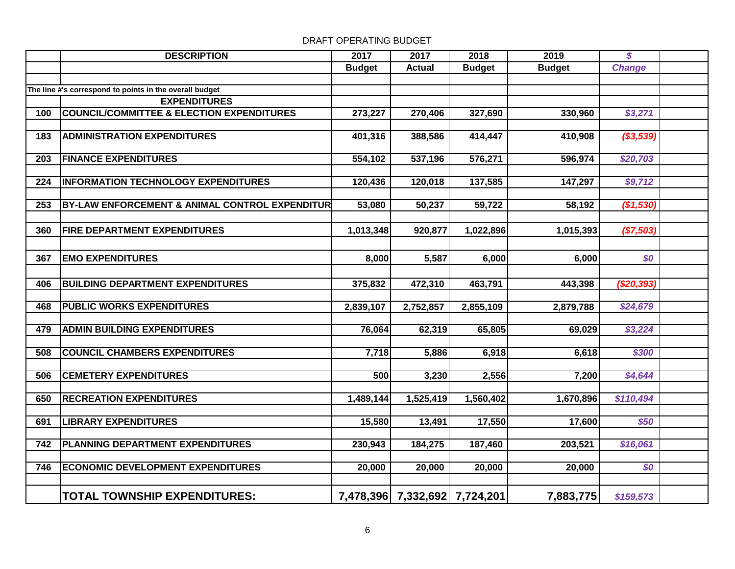DRAFT OPERATING BUDGET

| | DESCRIPTION | 2017 | 2017 | 2018 | 2019 | $ | |
|---|---|---|---|---|---|---|---|
| | | Budget | Actual | Budget | Budget | Change | |
| | | | | | | | |
| The line #'s correspond to points in the overall budget | | | | | | | |
| | EXPENDITURES | | | | | | |
| 100 | COUNCIL/COMMITTEE & ELECTION EXPENDITURES | 273,227 | 270,406 | 327,690 | 330,960 | $3,271 | |
| 183 | ADMINISTRATION EXPENDITURES | 401,316 | 388,586 | 414,447 | 410,908 | ($3,539) | |
| 203 | FINANCE EXPENDITURES | 554,102 | 537,196 | 576,271 | 596,974 | $20,703 | |
| 224 | INFORMATION TECHNOLOGY EXPENDITURES | 120,436 | 120,018 | 137,585 | 147,297 | $9,712 | |
| 253 | BY-LAW ENFORCEMENT & ANIMAL CONTROL EXPENDITUR | 53,080 | 50,237 | 59,722 | 58,192 | ($1,530) | |
| 360 | FIRE DEPARTMENT EXPENDITURES | 1,013,348 | 920,877 | 1,022,896 | 1,015,393 | ($7,503) | |
| 367 | EMO EXPENDITURES | 8,000 | 5,587 | 6,000 | 6,000 | $0 | |
| 406 | BUILDING DEPARTMENT EXPENDITURES | 375,832 | 472,310 | 463,791 | 443,398 | ($20,393) | |
| 468 | PUBLIC WORKS EXPENDITURES | 2,839,107 | 2,752,857 | 2,855,109 | 2,879,788 | $24,679 | |
| 479 | ADMIN BUILDING EXPENDITURES | 76,064 | 62,319 | 65,805 | 69,029 | $3,224 | |
| 508 | COUNCIL CHAMBERS EXPENDITURES | 7,718 | 5,886 | 6,918 | 6,618 | $300 | |
| 506 | CEMETERY EXPENDITURES | 500 | 3,230 | 2,556 | 7,200 | $4,644 | |
| 650 | RECREATION EXPENDITURES | 1,489,144 | 1,525,419 | 1,560,402 | 1,670,896 | $110,494 | |
| 691 | LIBRARY EXPENDITURES | 15,580 | 13,491 | 17,550 | 17,600 | $50 | |
| 742 | PLANNING DEPARTMENT EXPENDITURES | 230,943 | 184,275 | 187,460 | 203,521 | $16,061 | |
| 746 | ECONOMIC DEVELOPMENT EXPENDITURES | 20,000 | 20,000 | 20,000 | 20,000 | $0 | |
| | TOTAL TOWNSHIP EXPENDITURES: | 7,478,396 | 7,332,692 | 7,724,201 | 7,883,775 | $159,573 | |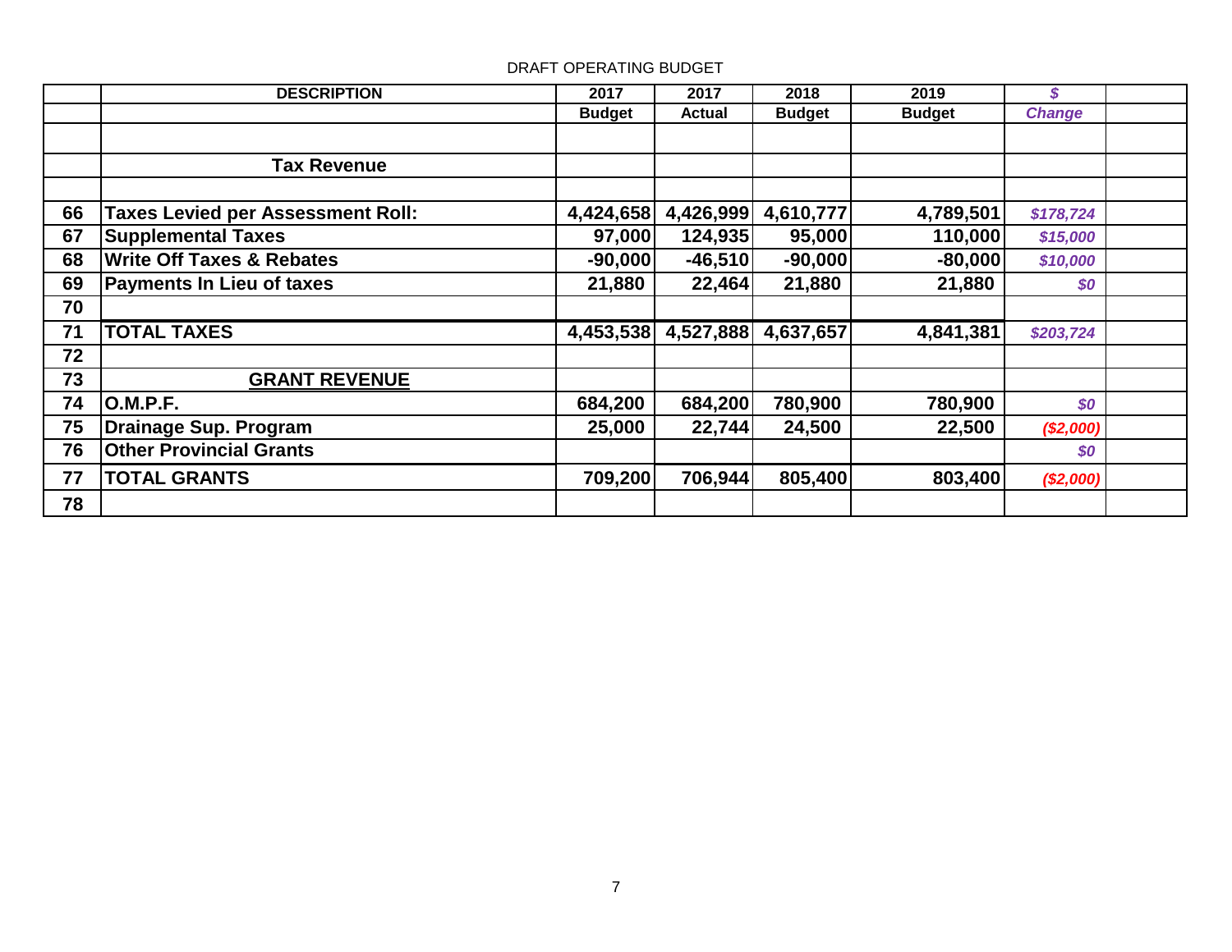DRAFT OPERATING BUDGET

| | DESCRIPTION | 2017 | 2017 | 2018 | 2019 | $ | |
|---|---|---|---|---|---|---|---|
| | | Budget | Actual | Budget | Budget | Change | |
| | | | | | | | |
| | **Tax Revenue** | | | | | | |
| | | | | | | | |
| 66 | **Taxes Levied per Assessment Roll:** | 4,424,658 | 4,426,999 | 4,610,777 | 4,789,501 | *$178,724* | |
| 67 | **Supplemental Taxes** | 97,000 | 124,935 | 95,000 | 110,000 | *$15,000* | |
| 68 | **Write Off Taxes & Rebates** | -90,000 | -46,510 | -90,000 | -80,000 | *$10,000* | |
| 69 | **Payments In Lieu of taxes** | 21,880 | 22,464 | 21,880 | 21,880 | *$0* | |
| 70 | | | | | | | |
| 71 | **TOTAL TAXES** | 4,453,538 | 4,527,888 | 4,637,657 | 4,841,381 | *$203,724* | |
| 72 | | | | | | | |
| 73 | **GRANT REVENUE** | | | | | | |
| 74 | **O.M.P.F.** | 684,200 | 684,200 | 780,900 | 780,900 | *$0* | |
| 75 | **Drainage Sup. Program** | 25,000 | 22,744 | 24,500 | 22,500 | *($2,000)* | |
| 76 | **Other Provincial Grants** | | | | | *$0* | |
| 77 | **TOTAL GRANTS** | 709,200 | 706,944 | 805,400 | 803,400 | *($2,000)* | |
| 78 | | | | | | | |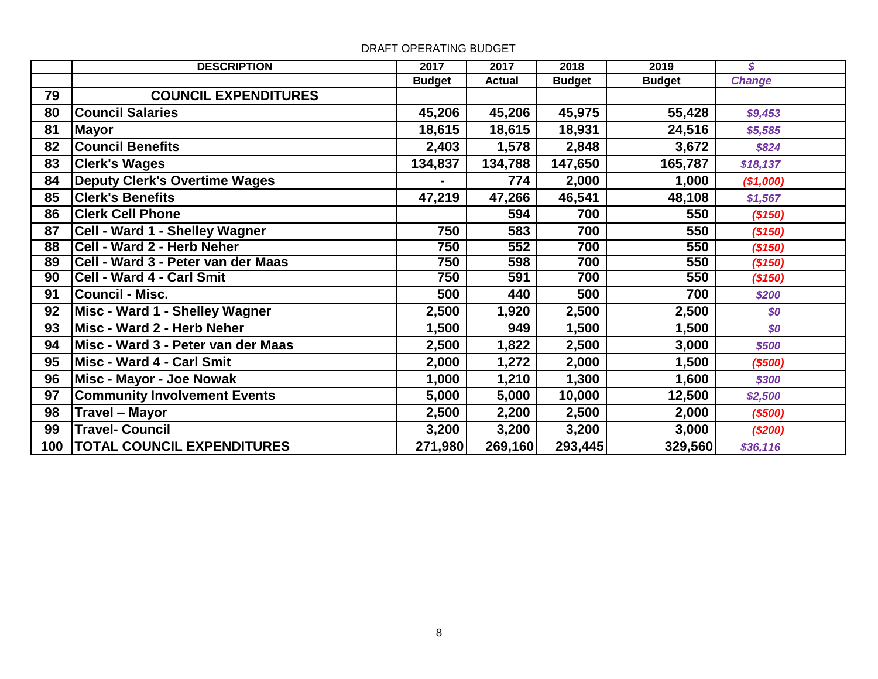DRAFT OPERATING BUDGET

| | DESCRIPTION | 2017 | 2017 | 2018 | 2019 | $ | |
|---|---|---|---|---|---|---|---|
| | | Budget | Actual | Budget | Budget | Change | |
| 79 | **COUNCIL EXPENDITURES** | | | | | | |
| 80 | **Council Salaries** | 45,206 | 45,206 | 45,975 | 55,428 | $9,453 | |
| 81 | **Mayor** | 18,615 | 18,615 | 18,931 | 24,516 | $5,585 | |
| 82 | **Council Benefits** | 2,403 | 1,578 | 2,848 | 3,672 | $824 | |
| 83 | **Clerk's Wages** | 134,837 | 134,788 | 147,650 | 165,787 | $18,137 | |
| 84 | **Deputy Clerk's Overtime Wages** | - | 774 | 2,000 | 1,000 | ($1,000) | |
| 85 | **Clerk's Benefits** | 47,219 | 47,266 | 46,541 | 48,108 | $1,567 | |
| 86 | **Clerk Cell Phone** | | 594 | 700 | 550 | ($150) | |
| 87 | **Cell - Ward 1 - Shelley Wagner** | 750 | 583 | 700 | 550 | ($150) | |
| 88 | **Cell - Ward 2 - Herb Neher** | 750 | 552 | 700 | 550 | ($150) | |
| 89 | **Cell - Ward 3 - Peter van der Maas** | 750 | 598 | 700 | 550 | ($150) | |
| 90 | **Cell - Ward 4 - Carl Smit** | 750 | 591 | 700 | 550 | ($150) | |
| 91 | **Council - Misc.** | 500 | 440 | 500 | 700 | $200 | |
| 92 | **Misc - Ward 1 - Shelley Wagner** | 2,500 | 1,920 | 2,500 | 2,500 | $0 | |
| 93 | **Misc - Ward 2 - Herb Neher** | 1,500 | 949 | 1,500 | 1,500 | $0 | |
| 94 | **Misc - Ward 3 - Peter van der Maas** | 2,500 | 1,822 | 2,500 | 3,000 | $500 | |
| 95 | **Misc - Ward 4 - Carl Smit** | 2,000 | 1,272 | 2,000 | 1,500 | ($500) | |
| 96 | **Misc - Mayor - Joe Nowak** | 1,000 | 1,210 | 1,300 | 1,600 | $300 | |
| 97 | **Community Involvement Events** | 5,000 | 5,000 | 10,000 | 12,500 | $2,500 | |
| 98 | **Travel – Mayor** | 2,500 | 2,200 | 2,500 | 2,000 | ($500) | |
| 99 | **Travel- Council** | 3,200 | 3,200 | 3,200 | 3,000 | ($200) | |
| 100 | **TOTAL COUNCIL EXPENDITURES** | 271,980 | 269,160 | 293,445 | 329,560 | $36,116 | |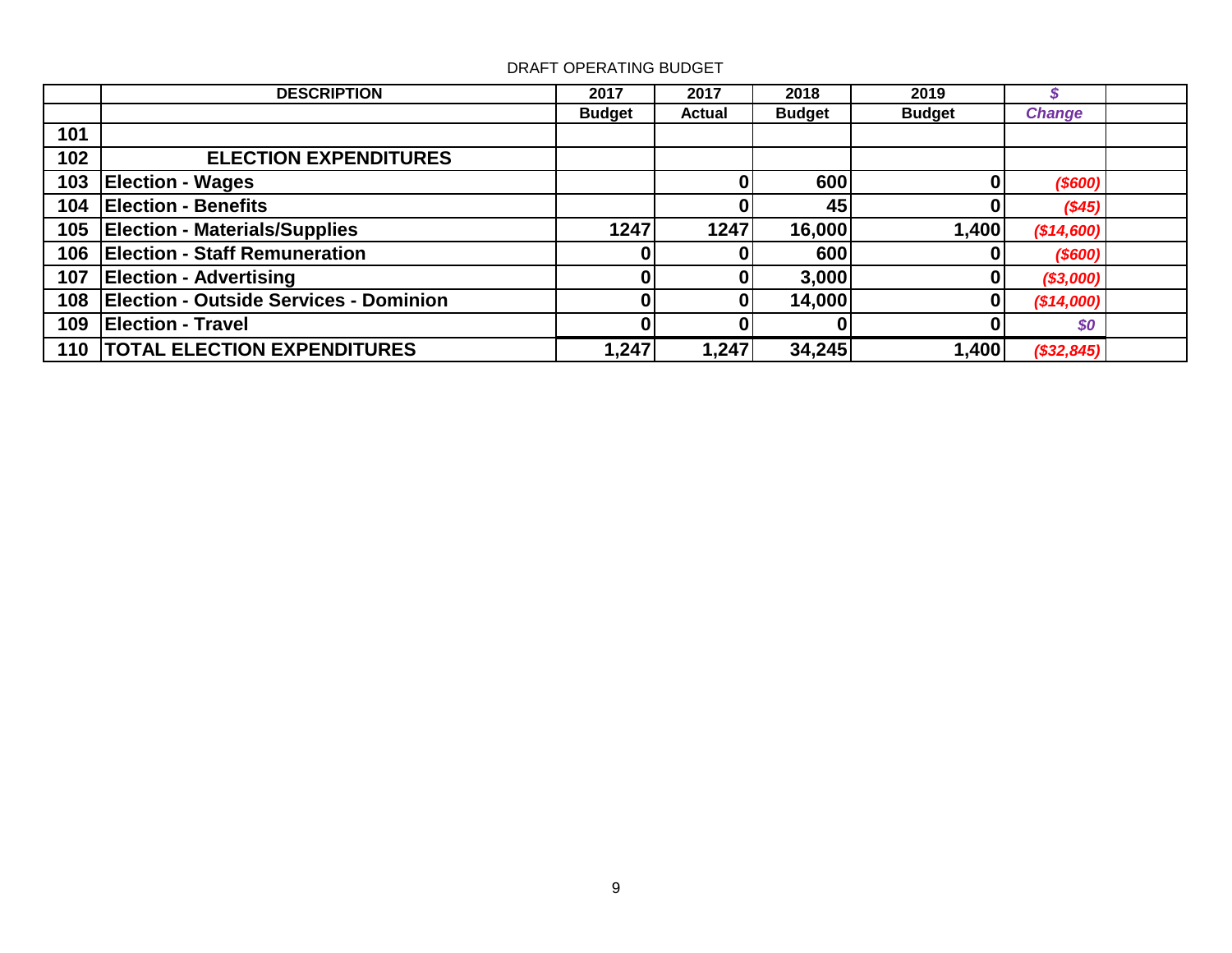DRAFT OPERATING BUDGET

| | DESCRIPTION | 2017 | 2017 | 2018 | 2019 | $ | |
|---|---|---|---|---|---|---|---|
| | | Budget | Actual | Budget | Budget | Change | |
| 101 | | | | | | | |
| 102 | **ELECTION EXPENDITURES** | | | | | | |
| 103 | **Election - Wages** | | 0 | 600 | 0 | *($600)* | |
| 104 | **Election - Benefits** | | 0 | 45 | 0 | *($45)* | |
| 105 | **Election - Materials/Supplies** | 1247 | 1247 | 16,000 | 1,400 | *($14,600)* | |
| 106 | **Election - Staff Remuneration** | 0 | 0 | 600 | 0 | *($600)* | |
| 107 | **Election - Advertising** | 0 | 0 | 3,000 | 0 | *($3,000)* | |
| 108 | **Election - Outside Services - Dominion** | 0 | 0 | 14,000 | 0 | *($14,000)* | |
| 109 | **Election - Travel** | 0 | 0 | 0 | 0 | *$0* | |
| 110 | **TOTAL ELECTION EXPENDITURES** | 1,247 | 1,247 | 34,245 | 1,400 | *($32,845)* | |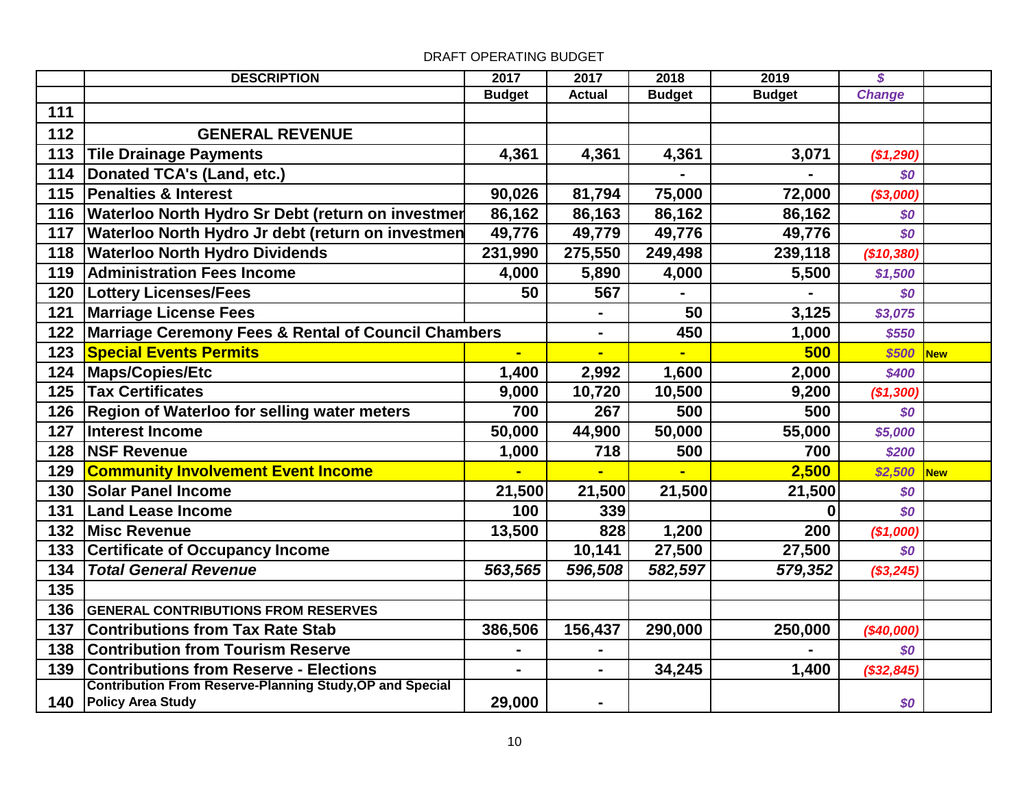DRAFT OPERATING BUDGET

| | DESCRIPTION | 2017 Budget | 2017 Actual | 2018 Budget | 2019 Budget | $ Change | |
|---|---|---|---|---|---|---|---|
| 111 | | | | | | | |
| 112 | **GENERAL REVENUE** | | | | | | |
| 113 | **Tile Drainage Payments** | 4,361 | 4,361 | 4,361 | 3,071 | *($1,290)* | |
| 114 | **Donated TCA's (Land, etc.)** | | | - | - | *$0* | |
| 115 | **Penalties & Interest** | 90,026 | 81,794 | 75,000 | 72,000 | *($3,000)* | |
| 116 | **Waterloo North Hydro Sr Debt (return on investmer** | 86,162 | 86,163 | 86,162 | 86,162 | *$0* | |
| 117 | **Waterloo North Hydro Jr debt (return on investmen** | 49,776 | 49,779 | 49,776 | 49,776 | *$0* | |
| 118 | **Waterloo North Hydro Dividends** | 231,990 | 275,550 | 249,498 | 239,118 | *($10,380)* | |
| 119 | **Administration Fees Income** | 4,000 | 5,890 | 4,000 | 5,500 | *$1,500* | |
| 120 | **Lottery Licenses/Fees** | 50 | 567 | - | - | *$0* | |
| 121 | **Marriage License Fees** | | - | 50 | 3,125 | *$3,075* | |
| 122 | **Marriage Ceremony Fees & Rental of Council Chambers** | | - | 450 | 1,000 | *$550* | |
| 123 | **Special Events Permits** | - | - | - | 500 | *$500* | New |
| 124 | **Maps/Copies/Etc** | 1,400 | 2,992 | 1,600 | 2,000 | *$400* | |
| 125 | **Tax Certificates** | 9,000 | 10,720 | 10,500 | 9,200 | *($1,300)* | |
| 126 | **Region of Waterloo for selling water meters** | 700 | 267 | 500 | 500 | *$0* | |
| 127 | **Interest Income** | 50,000 | 44,900 | 50,000 | 55,000 | *$5,000* | |
| 128 | **NSF Revenue** | 1,000 | 718 | 500 | 700 | *$200* | |
| 129 | **Community Involvement Event Income** | - | - | - | 2,500 | *$2,500* | New |
| 130 | **Solar Panel Income** | 21,500 | 21,500 | 21,500 | 21,500 | *$0* | |
| 131 | **Land Lease Income** | 100 | 339 | | 0 | *$0* | |
| 132 | **Misc Revenue** | 13,500 | 828 | 1,200 | 200 | *($1,000)* | |
| 133 | **Certificate of Occupancy Income** | | 10,141 | 27,500 | 27,500 | *$0* | |
| 134 | ***Total General Revenue*** | *563,565* | *596,508* | *582,597* | *579,352* | *($3,245)* | |
| 135 | | | | | | | |
| 136 | **GENERAL CONTRIBUTIONS FROM RESERVES** | | | | | | |
| 137 | **Contributions from Tax Rate Stab** | 386,506 | 156,437 | 290,000 | 250,000 | *($40,000)* | |
| 138 | **Contribution from Tourism Reserve** | - | - | | - | *$0* | |
| 139 | **Contributions from Reserve - Elections** | - | - | 34,245 | 1,400 | *($32,845)* | |
| 140 | **Contribution From Reserve-Planning Study,OP and Special Policy Area Study** | 29,000 | - | | | *$0* | |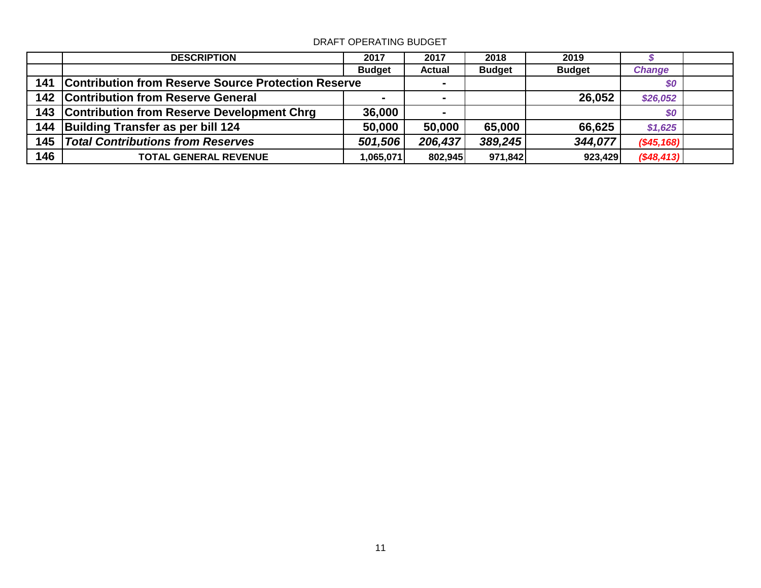DRAFT OPERATING BUDGET

| | DESCRIPTION | 2017 Budget | 2017 Actual | 2018 Budget | 2019 Budget | $ Change | |
|---|---|---|---|---|---|---|---|
| 141 | **Contribution from Reserve Source Protection Reserve** | | - | | | *$0* | |
| 142 | **Contribution from Reserve General** | - | - | | **26,052** | *$26,052* | |
| 143 | **Contribution from Reserve Development Chrg** | **36,000** | - | | | *$0* | |
| 144 | **Building Transfer as per bill 124** | **50,000** | **50,000** | **65,000** | **66,625** | *$1,625* | |
| 145 | ***Total Contributions from Reserves*** | ***501,506*** | ***206,437*** | ***389,245*** | ***344,077*** | *($45,168)* | |
| 146 | **TOTAL GENERAL REVENUE** | **1,065,071** | **802,945** | **971,842** | **923,429** | *($48,413)* | |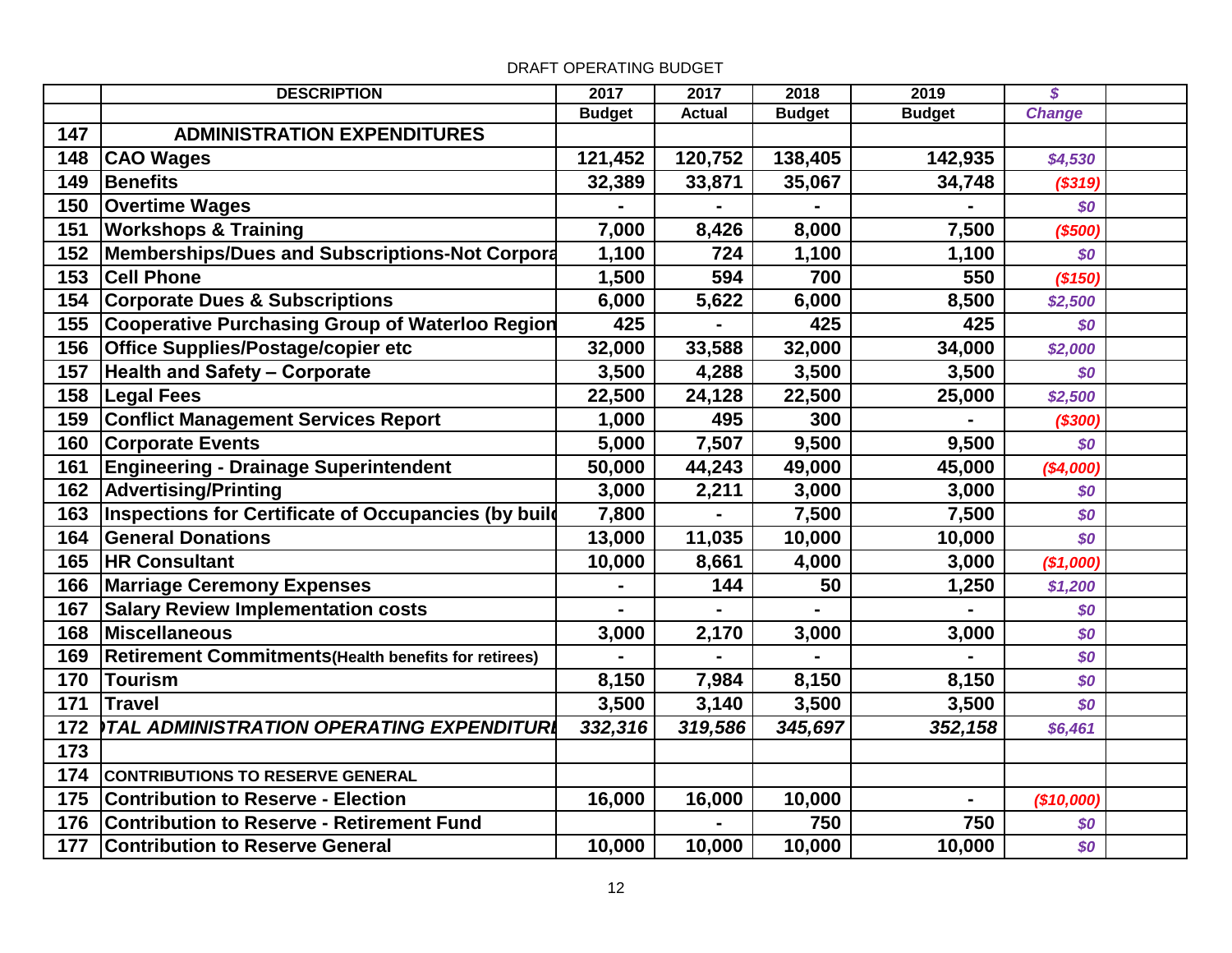DRAFT OPERATING BUDGET

| | DESCRIPTION | 2017 | 2017 | 2018 | 2019 | $ | |
|---|---|---|---|---|---|---|---|
| | | Budget | Actual | Budget | Budget | Change | |
| 147 | **ADMINISTRATION EXPENDITURES** | | | | | | |
| 148 | CAO Wages | 121,452 | 120,752 | 138,405 | 142,935 | $4,530 | |
| 149 | Benefits | 32,389 | 33,871 | 35,067 | 34,748 | ($319) | |
| 150 | Overtime Wages | - | - | - | - | $0 | |
| 151 | Workshops & Training | 7,000 | 8,426 | 8,000 | 7,500 | ($500) | |
| 152 | Memberships/Dues and Subscriptions-Not Corpora | 1,100 | 724 | 1,100 | 1,100 | $0 | |
| 153 | Cell Phone | 1,500 | 594 | 700 | 550 | ($150) | |
| 154 | Corporate Dues & Subscriptions | 6,000 | 5,622 | 6,000 | 8,500 | $2,500 | |
| 155 | Cooperative Purchasing Group of Waterloo Region | 425 | - | 425 | 425 | $0 | |
| 156 | Office Supplies/Postage/copier etc | 32,000 | 33,588 | 32,000 | 34,000 | $2,000 | |
| 157 | Health and Safety – Corporate | 3,500 | 4,288 | 3,500 | 3,500 | $0 | |
| 158 | Legal Fees | 22,500 | 24,128 | 22,500 | 25,000 | $2,500 | |
| 159 | Conflict Management Services Report | 1,000 | 495 | 300 | - | ($300) | |
| 160 | Corporate Events | 5,000 | 7,507 | 9,500 | 9,500 | $0 | |
| 161 | Engineering - Drainage Superintendent | 50,000 | 44,243 | 49,000 | 45,000 | ($4,000) | |
| 162 | Advertising/Printing | 3,000 | 2,211 | 3,000 | 3,000 | $0 | |
| 163 | Inspections for Certificate of Occupancies (by buil | 7,800 | - | 7,500 | 7,500 | $0 | |
| 164 | General Donations | 13,000 | 11,035 | 10,000 | 10,000 | $0 | |
| 165 | HR Consultant | 10,000 | 8,661 | 4,000 | 3,000 | ($1,000) | |
| 166 | Marriage Ceremony Expenses | - | 144 | 50 | 1,250 | $1,200 | |
| 167 | Salary Review Implementation costs | - | - | - | - | $0 | |
| 168 | Miscellaneous | 3,000 | 2,170 | 3,000 | 3,000 | $0 | |
| 169 | Retirement Commitments(Health benefits for retirees) | - | - | - | - | $0 | |
| 170 | Tourism | 8,150 | 7,984 | 8,150 | 8,150 | $0 | |
| 171 | Travel | 3,500 | 3,140 | 3,500 | 3,500 | $0 | |
| 172 | *TAL ADMINISTRATION OPERATING EXPENDITURE* | *332,316* | *319,586* | *345,697* | *352,158* | $6,461 | |
| 173 | | | | | | | |
| 174 | CONTRIBUTIONS TO RESERVE GENERAL | | | | | | |
| 175 | Contribution to Reserve - Election | 16,000 | 16,000 | 10,000 | - | ($10,000) | |
| 176 | Contribution to Reserve - Retirement Fund | | - | 750 | 750 | $0 | |
| 177 | Contribution to Reserve General | 10,000 | 10,000 | 10,000 | 10,000 | $0 | |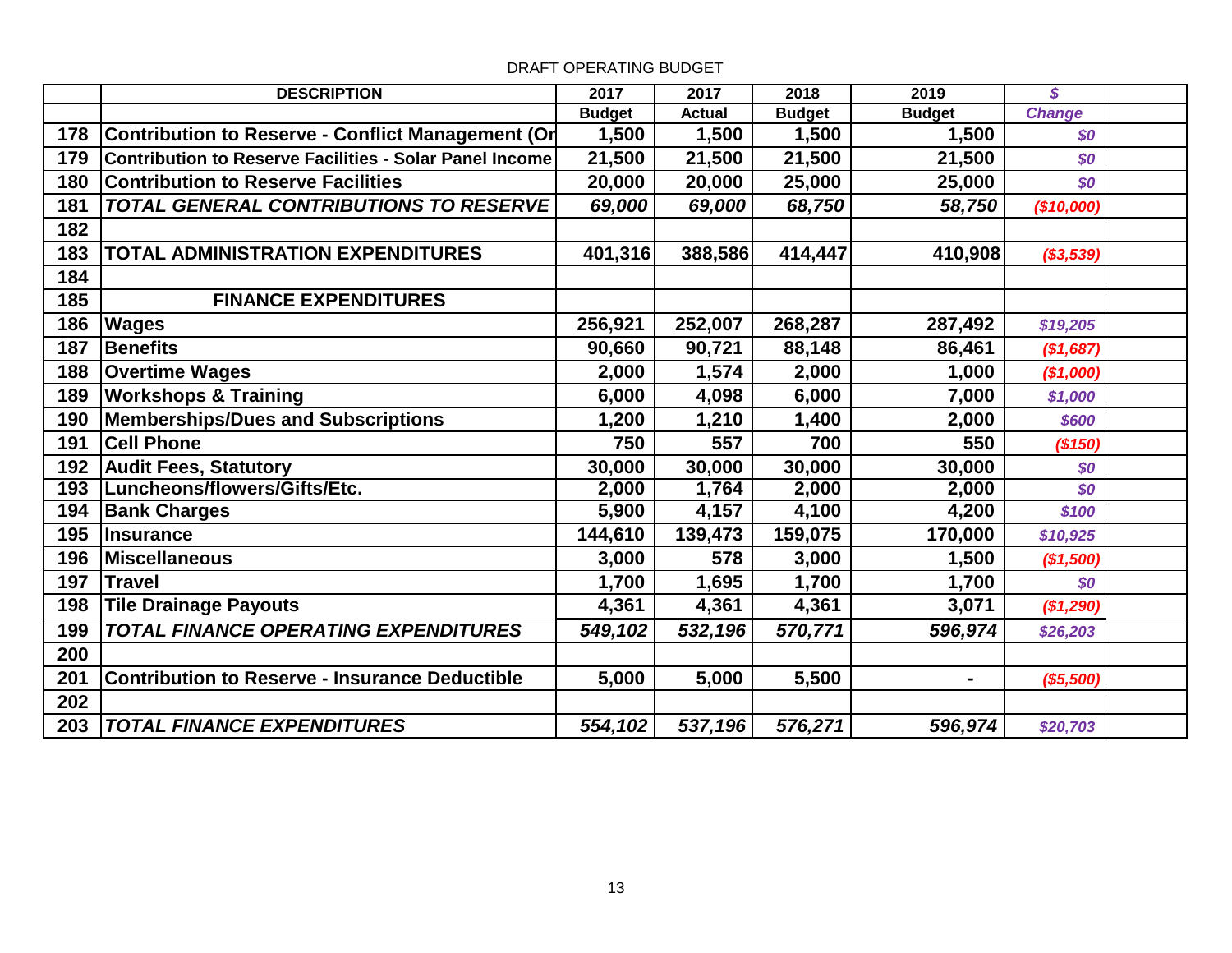DRAFT OPERATING BUDGET

| | DESCRIPTION | 2017 | 2017 | 2018 | 2019 | $ | |
|---|---|---|---|---|---|---|---|
| | | Budget | Actual | Budget | Budget | Change | |
| 178 | **Contribution to Reserve - Conflict Management (Or** | **1,500** | **1,500** | **1,500** | **1,500** | *$0* | |
| 179 | **Contribution to Reserve Facilities - Solar Panel Income** | **21,500** | **21,500** | **21,500** | **21,500** | *$0* | |
| 180 | **Contribution to Reserve Facilities** | **20,000** | **20,000** | **25,000** | **25,000** | *$0* | |
| 181 | ***TOTAL GENERAL CONTRIBUTIONS TO RESERVE*** | ***69,000*** | ***69,000*** | ***68,750*** | ***58,750*** | *($10,000)* | |
| 182 | | | | | | | |
| 183 | **TOTAL ADMINISTRATION EXPENDITURES** | **401,316** | **388,586** | **414,447** | **410,908** | *($3,539)* | |
| 184 | | | | | | | |
| 185 | **FINANCE EXPENDITURES** | | | | | | |
| 186 | **Wages** | **256,921** | **252,007** | **268,287** | **287,492** | *$19,205* | |
| 187 | **Benefits** | **90,660** | **90,721** | **88,148** | **86,461** | *($1,687)* | |
| 188 | **Overtime Wages** | **2,000** | **1,574** | **2,000** | **1,000** | *($1,000)* | |
| 189 | **Workshops & Training** | **6,000** | **4,098** | **6,000** | **7,000** | *$1,000* | |
| 190 | **Memberships/Dues and Subscriptions** | **1,200** | **1,210** | **1,400** | **2,000** | *$600* | |
| 191 | **Cell Phone** | **750** | **557** | **700** | **550** | *($150)* | |
| 192 | **Audit Fees, Statutory** | **30,000** | **30,000** | **30,000** | **30,000** | *$0* | |
| 193 | **Luncheons/flowers/Gifts/Etc.** | **2,000** | **1,764** | **2,000** | **2,000** | *$0* | |
| 194 | **Bank Charges** | **5,900** | **4,157** | **4,100** | **4,200** | *$100* | |
| 195 | **Insurance** | **144,610** | **139,473** | **159,075** | **170,000** | *$10,925* | |
| 196 | **Miscellaneous** | **3,000** | **578** | **3,000** | **1,500** | *($1,500)* | |
| 197 | **Travel** | **1,700** | **1,695** | **1,700** | **1,700** | *$0* | |
| 198 | **Tile Drainage Payouts** | **4,361** | **4,361** | **4,361** | **3,071** | *($1,290)* | |
| 199 | ***TOTAL FINANCE OPERATING EXPENDITURES*** | ***549,102*** | ***532,196*** | ***570,771*** | ***596,974*** | *$26,203* | |
| 200 | | | | | | | |
| 201 | **Contribution to Reserve - Insurance Deductible** | **5,000** | **5,000** | **5,500** | **-** | *($5,500)* | |
| 202 | | | | | | | |
| 203 | ***TOTAL FINANCE EXPENDITURES*** | ***554,102*** | ***537,196*** | ***576,271*** | ***596,974*** | *$20,703* | |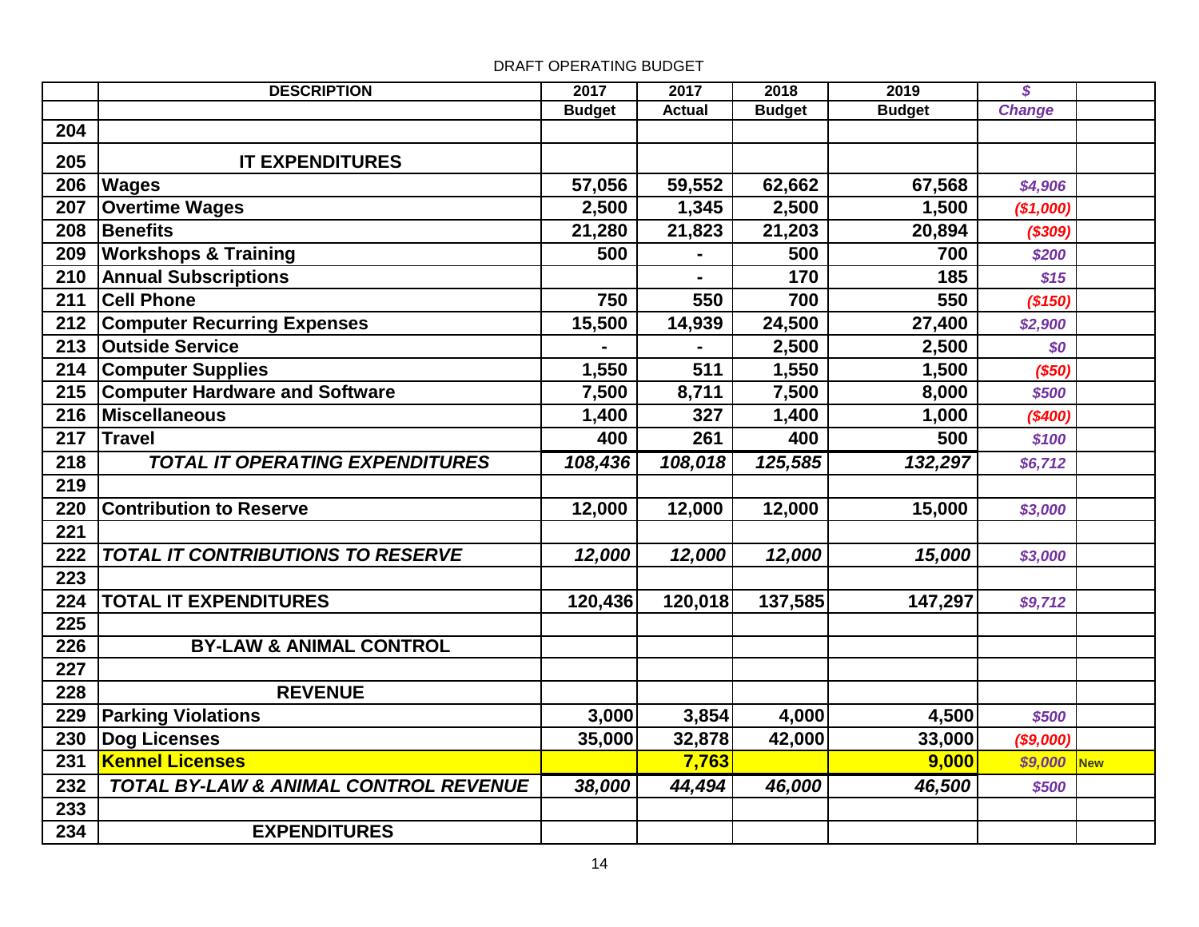DRAFT OPERATING BUDGET

| | DESCRIPTION | 2017 | 2017 | 2018 | 2019 | $ | |
|---|---|---|---|---|---|---|---|
| | | Budget | Actual | Budget | Budget | Change | |
| 204 | | | | | | | |
| 205 | **IT EXPENDITURES** | | | | | | |
| 206 | **Wages** | 57,056 | 59,552 | 62,662 | 67,568 | *$4,906* | |
| 207 | **Overtime Wages** | 2,500 | 1,345 | 2,500 | 1,500 | *($1,000)* | |
| 208 | **Benefits** | 21,280 | 21,823 | 21,203 | 20,894 | *($309)* | |
| 209 | **Workshops & Training** | 500 | - | 500 | 700 | *$200* | |
| 210 | **Annual Subscriptions** | | - | 170 | 185 | *$15* | |
| 211 | **Cell Phone** | 750 | 550 | 700 | 550 | *($150)* | |
| 212 | **Computer Recurring Expenses** | 15,500 | 14,939 | 24,500 | 27,400 | *$2,900* | |
| 213 | **Outside Service** | - | - | 2,500 | 2,500 | *$0* | |
| 214 | **Computer Supplies** | 1,550 | 511 | 1,550 | 1,500 | *($50)* | |
| 215 | **Computer Hardware and Software** | 7,500 | 8,711 | 7,500 | 8,000 | *$500* | |
| 216 | **Miscellaneous** | 1,400 | 327 | 1,400 | 1,000 | *($400)* | |
| 217 | **Travel** | 400 | 261 | 400 | 500 | *$100* | |
| 218 | ***TOTAL IT OPERATING EXPENDITURES*** | *108,436* | *108,018* | *125,585* | *132,297* | *$6,712* | |
| 219 | | | | | | | |
| 220 | **Contribution to Reserve** | 12,000 | 12,000 | 12,000 | 15,000 | *$3,000* | |
| 221 | | | | | | | |
| 222 | ***TOTAL IT CONTRIBUTIONS TO RESERVE*** | *12,000* | *12,000* | *12,000* | *15,000* | *$3,000* | |
| 223 | | | | | | | |
| 224 | **TOTAL IT EXPENDITURES** | 120,436 | 120,018 | 137,585 | 147,297 | *$9,712* | |
| 225 | | | | | | | |
| 226 | **BY-LAW & ANIMAL CONTROL** | | | | | | |
| 227 | | | | | | | |
| 228 | **REVENUE** | | | | | | |
| 229 | **Parking Violations** | 3,000 | 3,854 | 4,000 | 4,500 | *$500* | |
| 230 | **Dog Licenses** | 35,000 | 32,878 | 42,000 | 33,000 | *($9,000)* | |
| 231 | **Kennel Licenses** | | 7,763 | | 9,000 | *$9,000* | New |
| 232 | ***TOTAL BY-LAW & ANIMAL CONTROL REVENUE*** | *38,000* | *44,494* | *46,000* | *46,500* | *$500* | |
| 233 | | | | | | | |
| 234 | **EXPENDITURES** | | | | | | |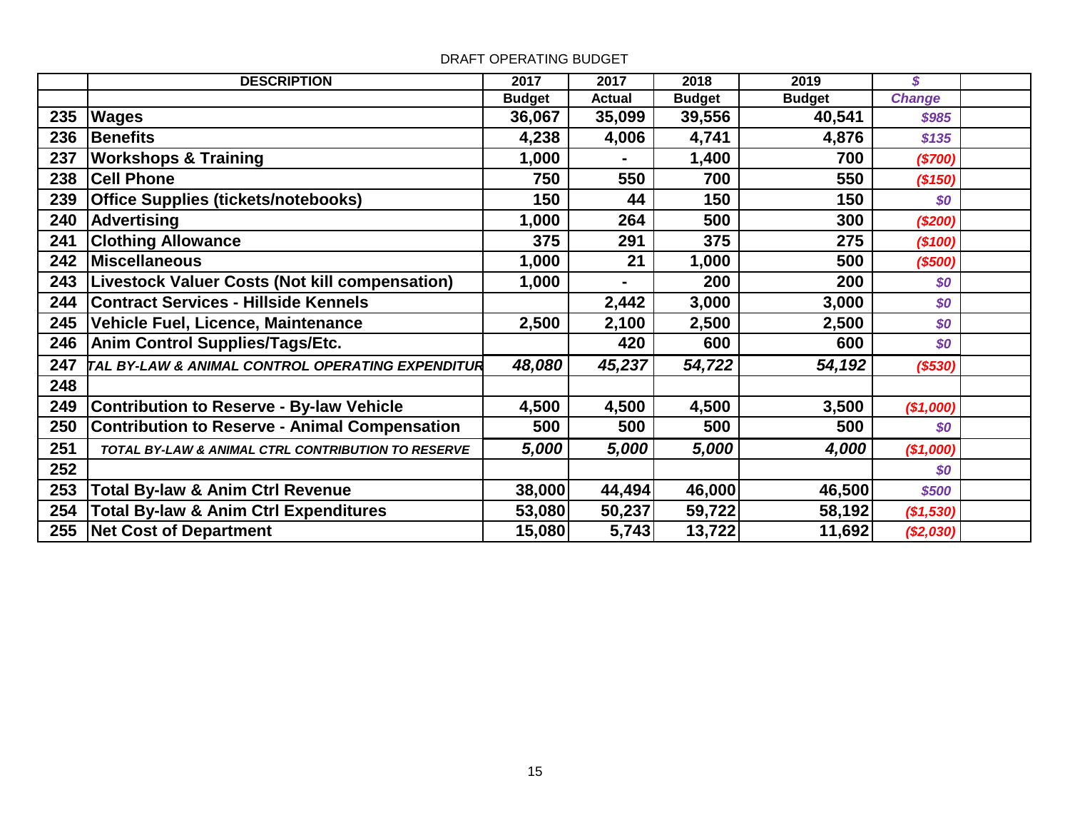DRAFT OPERATING BUDGET

| | DESCRIPTION | 2017 | 2017 | 2018 | 2019 | $ | |
|---|---|---|---|---|---|---|---|
| | | Budget | Actual | Budget | Budget | Change | |
| 235 | **Wages** | 36,067 | 35,099 | 39,556 | 40,541 | $985 | |
| 236 | **Benefits** | 4,238 | 4,006 | 4,741 | 4,876 | $135 | |
| 237 | **Workshops & Training** | 1,000 | - | 1,400 | 700 | ($700) | |
| 238 | **Cell Phone** | 750 | 550 | 700 | 550 | ($150) | |
| 239 | **Office Supplies (tickets/notebooks)** | 150 | 44 | 150 | 150 | $0 | |
| 240 | **Advertising** | 1,000 | 264 | 500 | 300 | ($200) | |
| 241 | **Clothing Allowance** | 375 | 291 | 375 | 275 | ($100) | |
| 242 | **Miscellaneous** | 1,000 | 21 | 1,000 | 500 | ($500) | |
| 243 | **Livestock Valuer Costs (Not kill compensation)** | 1,000 | - | 200 | 200 | $0 | |
| 244 | **Contract Services - Hillside Kennels** | | 2,442 | 3,000 | 3,000 | $0 | |
| 245 | **Vehicle Fuel, Licence, Maintenance** | 2,500 | 2,100 | 2,500 | 2,500 | $0 | |
| 246 | **Anim Control Supplies/Tags/Etc.** | | 420 | 600 | 600 | $0 | |
| 247 | *TAL BY-LAW & ANIMAL CONTROL OPERATING EXPENDITUR* | *48,080* | *45,237* | *54,722* | *54,192* | ($530) | |
| 248 | | | | | | | |
| 249 | **Contribution to Reserve - By-law Vehicle** | 4,500 | 4,500 | 4,500 | 3,500 | ($1,000) | |
| 250 | **Contribution to Reserve - Animal Compensation** | 500 | 500 | 500 | 500 | $0 | |
| 251 | *TOTAL BY-LAW & ANIMAL CTRL CONTRIBUTION TO RESERVE* | *5,000* | *5,000* | *5,000* | *4,000* | ($1,000) | |
| 252 | | | | | | $0 | |
| 253 | **Total By-law & Anim Ctrl Revenue** | 38,000 | 44,494 | 46,000 | 46,500 | $500 | |
| 254 | **Total By-law & Anim Ctrl Expenditures** | 53,080 | 50,237 | 59,722 | 58,192 | ($1,530) | |
| 255 | **Net Cost of Department** | 15,080 | 5,743 | 13,722 | 11,692 | ($2,030) | |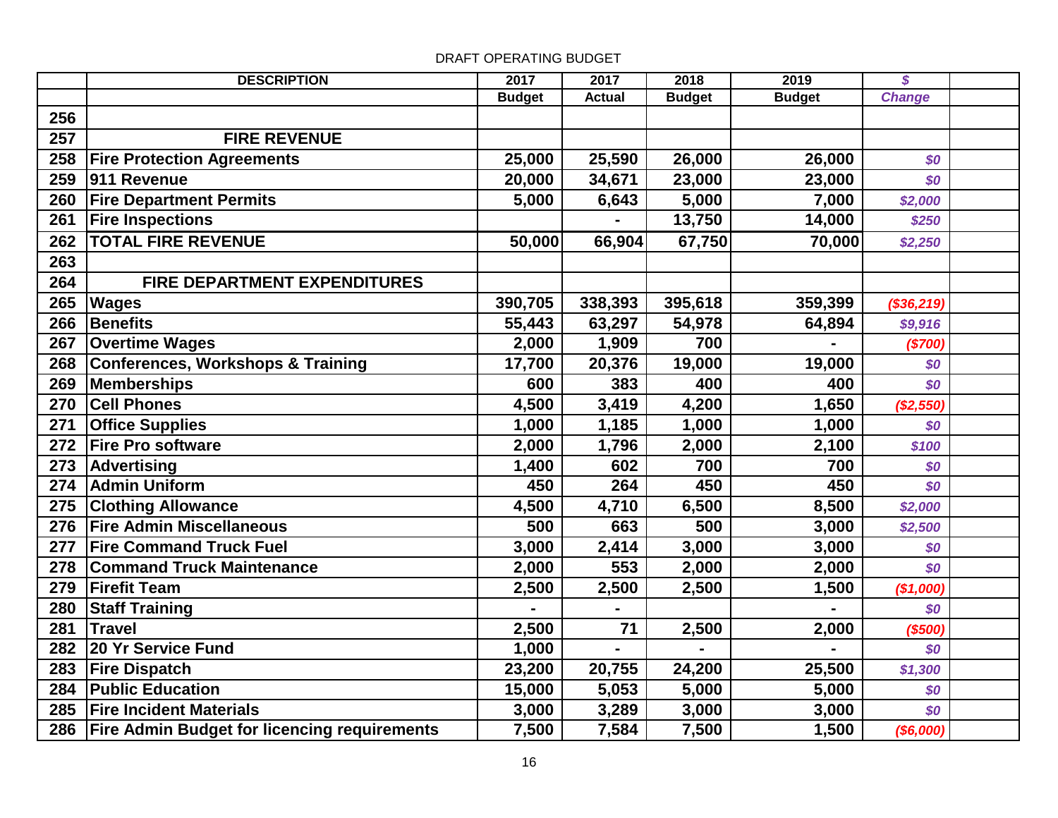DRAFT OPERATING BUDGET

| | DESCRIPTION | 2017 | 2017 | 2018 | 2019 | $ | |
|---|---|---|---|---|---|---|---|
| | | Budget | Actual | Budget | Budget | *Change* | |
| 256 | | | | | | | |
| 257 | **FIRE REVENUE** | | | | | | |
| 258 | **Fire Protection Agreements** | 25,000 | 25,590 | 26,000 | 26,000 | *$0* | |
| 259 | **911 Revenue** | 20,000 | 34,671 | 23,000 | 23,000 | *$0* | |
| 260 | **Fire Department Permits** | 5,000 | 6,643 | 5,000 | 7,000 | *$2,000* | |
| 261 | **Fire Inspections** | | - | 13,750 | 14,000 | *$250* | |
| 262 | **TOTAL FIRE REVENUE** | 50,000 | 66,904 | 67,750 | 70,000 | *$2,250* | |
| 263 | | | | | | | |
| 264 | **FIRE DEPARTMENT EXPENDITURES** | | | | | | |
| 265 | **Wages** | 390,705 | 338,393 | 395,618 | 359,399 | *($36,219)* | |
| 266 | **Benefits** | 55,443 | 63,297 | 54,978 | 64,894 | *$9,916* | |
| 267 | **Overtime Wages** | 2,000 | 1,909 | 700 | - | *($700)* | |
| 268 | **Conferences, Workshops & Training** | 17,700 | 20,376 | 19,000 | 19,000 | *$0* | |
| 269 | **Memberships** | 600 | 383 | 400 | 400 | *$0* | |
| 270 | **Cell Phones** | 4,500 | 3,419 | 4,200 | 1,650 | *($2,550)* | |
| 271 | **Office Supplies** | 1,000 | 1,185 | 1,000 | 1,000 | *$0* | |
| 272 | **Fire Pro software** | 2,000 | 1,796 | 2,000 | 2,100 | *$100* | |
| 273 | **Advertising** | 1,400 | 602 | 700 | 700 | *$0* | |
| 274 | **Admin Uniform** | 450 | 264 | 450 | 450 | *$0* | |
| 275 | **Clothing Allowance** | 4,500 | 4,710 | 6,500 | 8,500 | *$2,000* | |
| 276 | **Fire Admin Miscellaneous** | 500 | 663 | 500 | 3,000 | *$2,500* | |
| 277 | **Fire Command Truck Fuel** | 3,000 | 2,414 | 3,000 | 3,000 | *$0* | |
| 278 | **Command Truck Maintenance** | 2,000 | 553 | 2,000 | 2,000 | *$0* | |
| 279 | **Firefit Team** | 2,500 | 2,500 | 2,500 | 1,500 | *($1,000)* | |
| 280 | **Staff Training** | - | - | | - | *$0* | |
| 281 | **Travel** | 2,500 | 71 | 2,500 | 2,000 | *($500)* | |
| 282 | **20 Yr Service Fund** | 1,000 | - | - | - | *$0* | |
| 283 | **Fire Dispatch** | 23,200 | 20,755 | 24,200 | 25,500 | *$1,300* | |
| 284 | **Public Education** | 15,000 | 5,053 | 5,000 | 5,000 | *$0* | |
| 285 | **Fire Incident Materials** | 3,000 | 3,289 | 3,000 | 3,000 | *$0* | |
| 286 | **Fire Admin Budget for licencing requirements** | 7,500 | 7,584 | 7,500 | 1,500 | *($6,000)* | |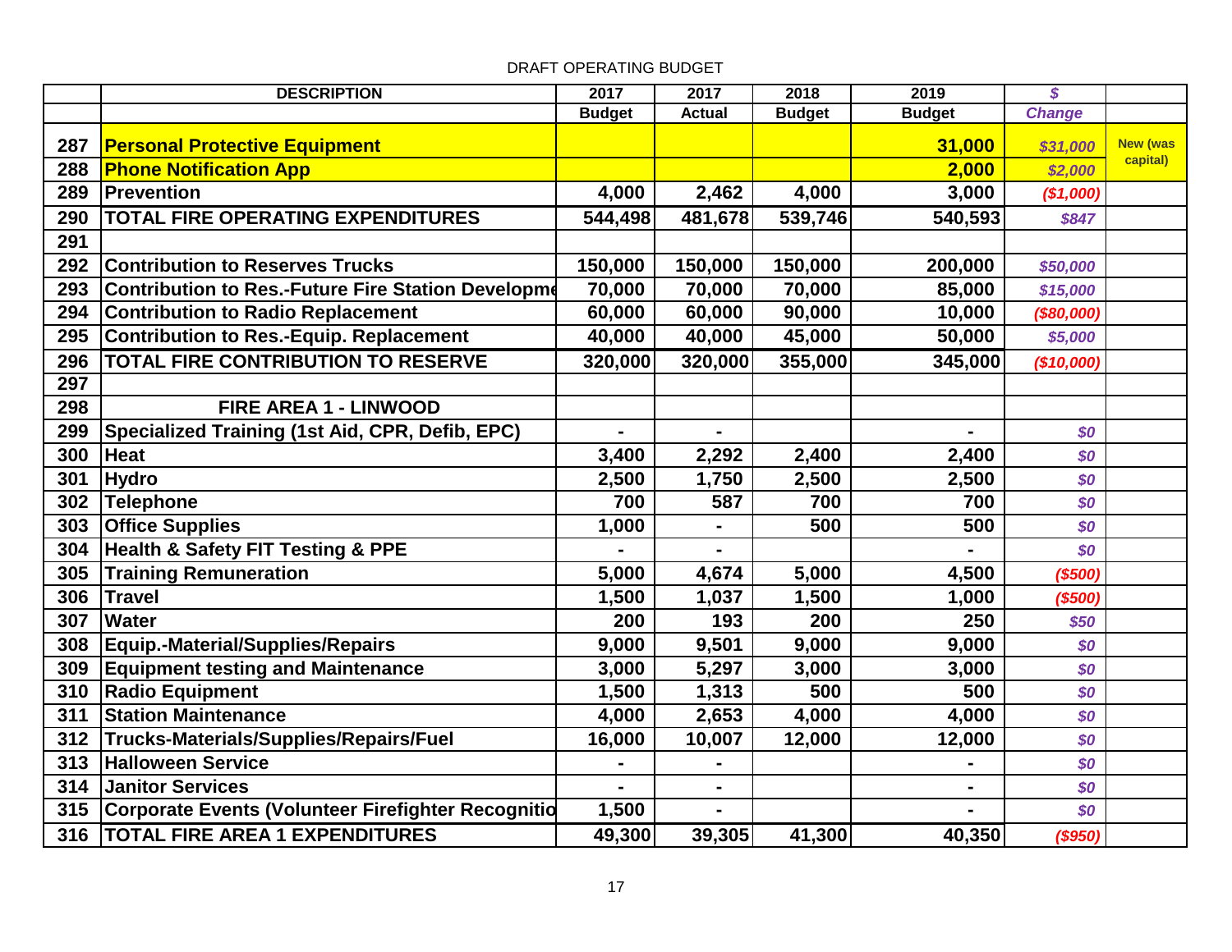DRAFT OPERATING BUDGET

| | DESCRIPTION | 2017 Budget | 2017 Actual | 2018 Budget | 2019 Budget | $ Change | |
|---|---|---|---|---|---|---|---|
| 287 | **Personal Protective Equipment** | | | | 31,000 | $31,000 | New (was capital) |
| 288 | **Phone Notification App** | | | | 2,000 | $2,000 | |
| 289 | Prevention | 4,000 | 2,462 | 4,000 | 3,000 | ($1,000) | |
| 290 | TOTAL FIRE OPERATING EXPENDITURES | 544,498 | 481,678 | 539,746 | 540,593 | $847 | |
| 291 | | | | | | | |
| 292 | Contribution to Reserves Trucks | 150,000 | 150,000 | 150,000 | 200,000 | $50,000 | |
| 293 | Contribution to Res.-Future Fire Station Developme | 70,000 | 70,000 | 70,000 | 85,000 | $15,000 | |
| 294 | Contribution to Radio Replacement | 60,000 | 60,000 | 90,000 | 10,000 | ($80,000) | |
| 295 | Contribution to Res.-Equip. Replacement | 40,000 | 40,000 | 45,000 | 50,000 | $5,000 | |
| 296 | TOTAL FIRE CONTRIBUTION TO RESERVE | 320,000 | 320,000 | 355,000 | 345,000 | ($10,000) | |
| 297 | | | | | | | |
| 298 | FIRE AREA 1 - LINWOOD | | | | | | |
| 299 | Specialized Training (1st Aid, CPR, Defib, EPC) | - | - | | - | $0 | |
| 300 | Heat | 3,400 | 2,292 | 2,400 | 2,400 | $0 | |
| 301 | Hydro | 2,500 | 1,750 | 2,500 | 2,500 | $0 | |
| 302 | Telephone | 700 | 587 | 700 | 700 | $0 | |
| 303 | Office Supplies | 1,000 | - | 500 | 500 | $0 | |
| 304 | Health & Safety FIT Testing & PPE | - | - | | - | $0 | |
| 305 | Training Remuneration | 5,000 | 4,674 | 5,000 | 4,500 | ($500) | |
| 306 | Travel | 1,500 | 1,037 | 1,500 | 1,000 | ($500) | |
| 307 | Water | 200 | 193 | 200 | 250 | $50 | |
| 308 | Equip.-Material/Supplies/Repairs | 9,000 | 9,501 | 9,000 | 9,000 | $0 | |
| 309 | Equipment testing and Maintenance | 3,000 | 5,297 | 3,000 | 3,000 | $0 | |
| 310 | Radio Equipment | 1,500 | 1,313 | 500 | 500 | $0 | |
| 311 | Station Maintenance | 4,000 | 2,653 | 4,000 | 4,000 | $0 | |
| 312 | Trucks-Materials/Supplies/Repairs/Fuel | 16,000 | 10,007 | 12,000 | 12,000 | $0 | |
| 313 | Halloween Service | - | - | | - | $0 | |
| 314 | Janitor Services | - | - | | - | $0 | |
| 315 | Corporate Events (Volunteer Firefighter Recognitio | 1,500 | - | | - | $0 | |
| 316 | TOTAL FIRE AREA 1 EXPENDITURES | 49,300 | 39,305 | 41,300 | 40,350 | ($950) | |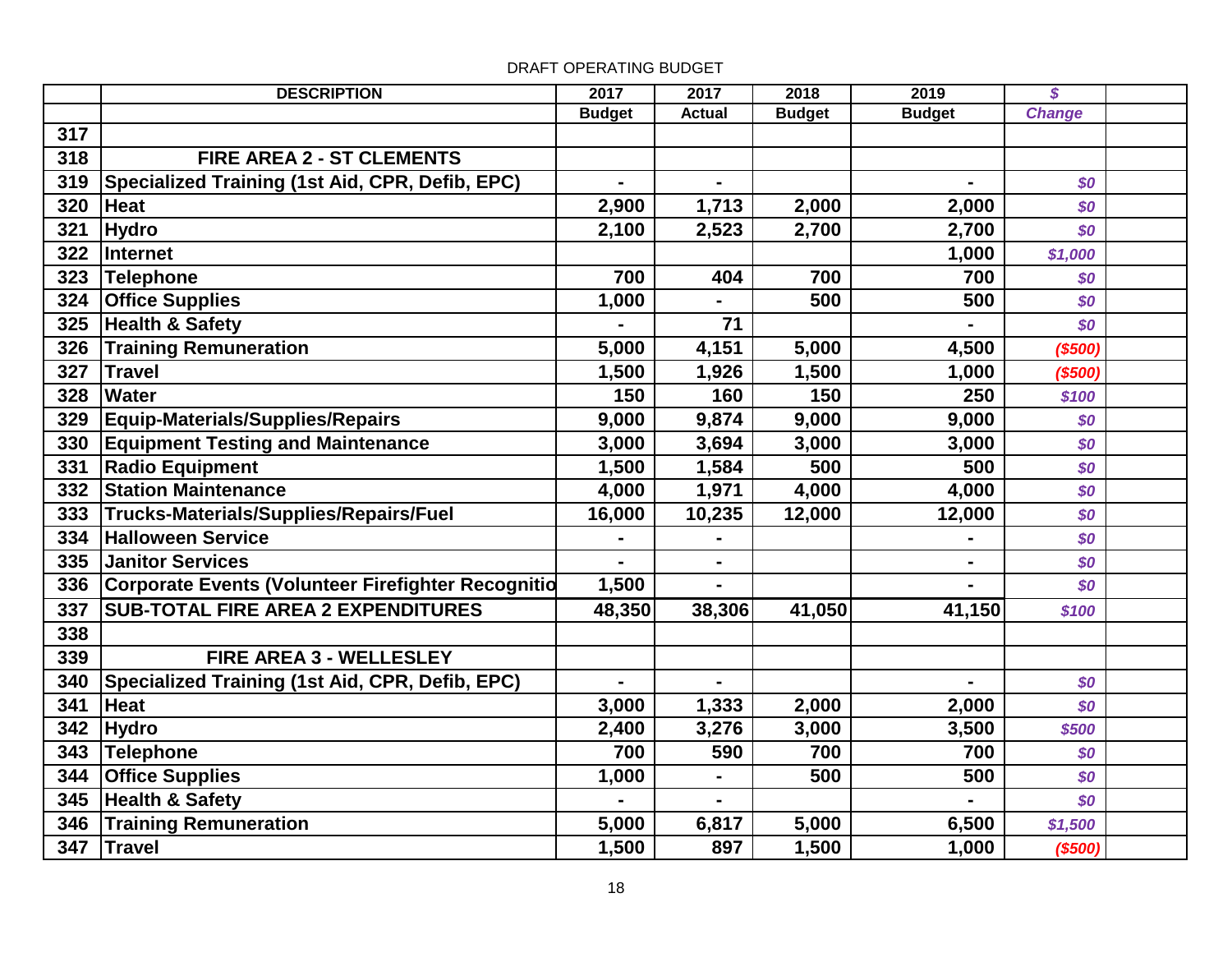DRAFT OPERATING BUDGET

| | DESCRIPTION | 2017 | 2017 | 2018 | 2019 | $ | |
|---|---|---|---|---|---|---|---|
| | | Budget | Actual | Budget | Budget | Change | |
| 317 | | | | | | | |
| 318 | **FIRE AREA 2 - ST CLEMENTS** | | | | | | |
| 319 | Specialized Training (1st Aid, CPR, Defib, EPC) | - | - | | - | $0 | |
| 320 | Heat | 2,900 | 1,713 | 2,000 | 2,000 | $0 | |
| 321 | Hydro | 2,100 | 2,523 | 2,700 | 2,700 | $0 | |
| 322 | Internet | | | | 1,000 | $1,000 | |
| 323 | Telephone | 700 | 404 | 700 | 700 | $0 | |
| 324 | Office Supplies | 1,000 | - | 500 | 500 | $0 | |
| 325 | Health & Safety | - | 71 | | - | $0 | |
| 326 | Training Remuneration | 5,000 | 4,151 | 5,000 | 4,500 | ($500) | |
| 327 | Travel | 1,500 | 1,926 | 1,500 | 1,000 | ($500) | |
| 328 | Water | 150 | 160 | 150 | 250 | $100 | |
| 329 | Equip-Materials/Supplies/Repairs | 9,000 | 9,874 | 9,000 | 9,000 | $0 | |
| 330 | Equipment Testing and Maintenance | 3,000 | 3,694 | 3,000 | 3,000 | $0 | |
| 331 | Radio Equipment | 1,500 | 1,584 | 500 | 500 | $0 | |
| 332 | Station Maintenance | 4,000 | 1,971 | 4,000 | 4,000 | $0 | |
| 333 | Trucks-Materials/Supplies/Repairs/Fuel | 16,000 | 10,235 | 12,000 | 12,000 | $0 | |
| 334 | Halloween Service | - | - | | - | $0 | |
| 335 | Janitor Services | - | - | | - | $0 | |
| 336 | Corporate Events (Volunteer Firefighter Recognitio | 1,500 | - | | - | $0 | |
| 337 | **SUB-TOTAL FIRE AREA 2 EXPENDITURES** | 48,350 | 38,306 | 41,050 | 41,150 | $100 | |
| 338 | | | | | | | |
| 339 | **FIRE AREA 3 - WELLESLEY** | | | | | | |
| 340 | Specialized Training (1st Aid, CPR, Defib, EPC) | - | - | | - | $0 | |
| 341 | Heat | 3,000 | 1,333 | 2,000 | 2,000 | $0 | |
| 342 | Hydro | 2,400 | 3,276 | 3,000 | 3,500 | $500 | |
| 343 | Telephone | 700 | 590 | 700 | 700 | $0 | |
| 344 | Office Supplies | 1,000 | - | 500 | 500 | $0 | |
| 345 | Health & Safety | - | - | | - | $0 | |
| 346 | Training Remuneration | 5,000 | 6,817 | 5,000 | 6,500 | $1,500 | |
| 347 | Travel | 1,500 | 897 | 1,500 | 1,000 | ($500) | |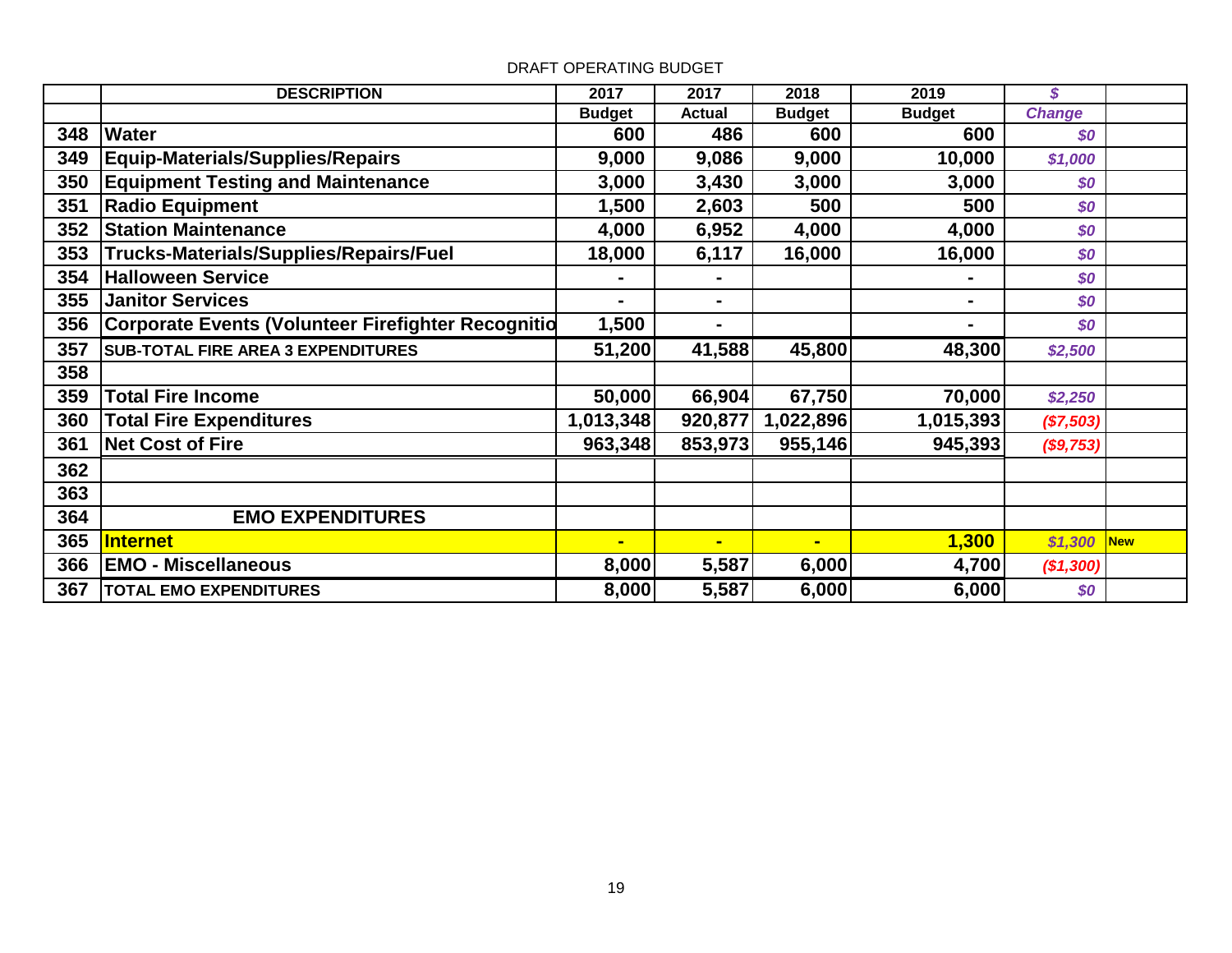DRAFT OPERATING BUDGET

| | DESCRIPTION | 2017 | 2017 | 2018 | 2019 | $ | |
|---|---|---|---|---|---|---|---|
| | | Budget | Actual | Budget | Budget | Change | |
| 348 | **Water** | 600 | 486 | 600 | 600 | *$0* | |
| 349 | **Equip-Materials/Supplies/Repairs** | 9,000 | 9,086 | 9,000 | 10,000 | *$1,000* | |
| 350 | **Equipment Testing and Maintenance** | 3,000 | 3,430 | 3,000 | 3,000 | *$0* | |
| 351 | **Radio Equipment** | 1,500 | 2,603 | 500 | 500 | *$0* | |
| 352 | **Station Maintenance** | 4,000 | 6,952 | 4,000 | 4,000 | *$0* | |
| 353 | **Trucks-Materials/Supplies/Repairs/Fuel** | 18,000 | 6,117 | 16,000 | 16,000 | *$0* | |
| 354 | **Halloween Service** | - | - | | - | *$0* | |
| 355 | **Janitor Services** | - | - | | - | *$0* | |
| 356 | **Corporate Events (Volunteer Firefighter Recognitio** | 1,500 | - | | - | *$0* | |
| 357 | **SUB-TOTAL FIRE AREA 3 EXPENDITURES** | 51,200 | 41,588 | 45,800 | 48,300 | *$2,500* | |
| 358 | | | | | | | |
| 359 | **Total Fire Income** | 50,000 | 66,904 | 67,750 | 70,000 | *$2,250* | |
| 360 | **Total Fire Expenditures** | 1,013,348 | 920,877 | 1,022,896 | 1,015,393 | *($7,503)* | |
| 361 | **Net Cost of Fire** | 963,348 | 853,973 | 955,146 | 945,393 | *($9,753)* | |
| 362 | | | | | | | |
| 363 | | | | | | | |
| 364 | **EMO EXPENDITURES** | | | | | | |
| 365 | **Internet** | - | - | - | 1,300 | *$1,300* | New |
| 366 | **EMO - Miscellaneous** | 8,000 | 5,587 | 6,000 | 4,700 | *($1,300)* | |
| 367 | **TOTAL EMO EXPENDITURES** | 8,000 | 5,587 | 6,000 | 6,000 | *$0* | |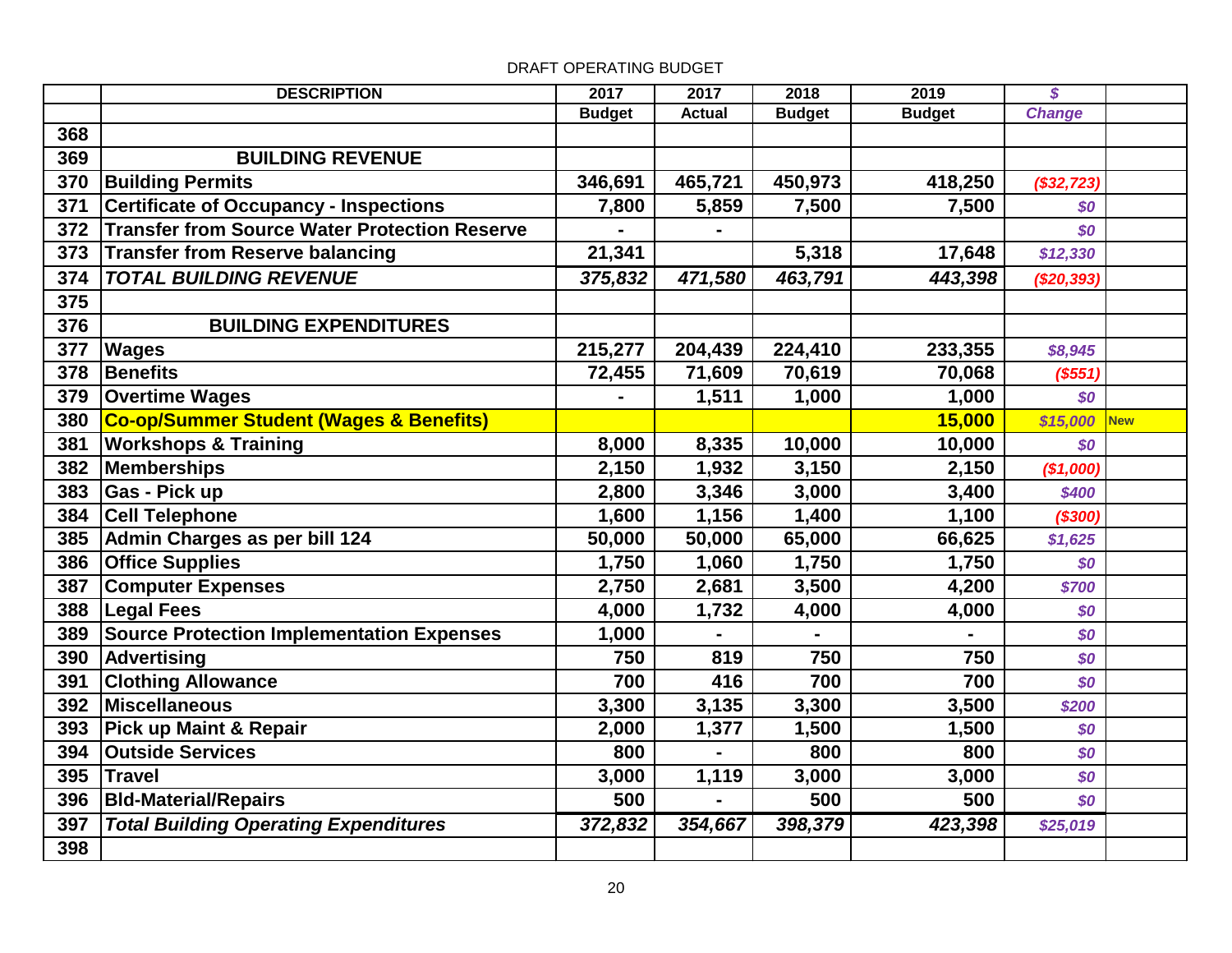DRAFT OPERATING BUDGET

| | DESCRIPTION | 2017 Budget | 2017 Actual | 2018 Budget | 2019 Budget | $ Change | |
|---|---|---|---|---|---|---|---|
| 368 | | | | | | | |
| 369 | **BUILDING REVENUE** | | | | | | |
| 370 | **Building Permits** | 346,691 | 465,721 | 450,973 | 418,250 | ($32,723) | |
| 371 | **Certificate of Occupancy - Inspections** | 7,800 | 5,859 | 7,500 | 7,500 | $0 | |
| 372 | **Transfer from Source Water Protection Reserve** | - | - | | | $0 | |
| 373 | **Transfer from Reserve balancing** | 21,341 | | 5,318 | 17,648 | $12,330 | |
| 374 | ***TOTAL BUILDING REVENUE*** | *375,832* | *471,580* | *463,791* | *443,398* | ($20,393) | |
| 375 | | | | | | | |
| 376 | **BUILDING EXPENDITURES** | | | | | | |
| 377 | **Wages** | 215,277 | 204,439 | 224,410 | 233,355 | $8,945 | |
| 378 | **Benefits** | 72,455 | 71,609 | 70,619 | 70,068 | ($551) | |
| 379 | **Overtime Wages** | - | 1,511 | 1,000 | 1,000 | $0 | |
| 380 | **Co-op/Summer Student (Wages & Benefits)** | | | | 15,000 | $15,000 | New |
| 381 | **Workshops & Training** | 8,000 | 8,335 | 10,000 | 10,000 | $0 | |
| 382 | **Memberships** | 2,150 | 1,932 | 3,150 | 2,150 | ($1,000) | |
| 383 | **Gas - Pick up** | 2,800 | 3,346 | 3,000 | 3,400 | $400 | |
| 384 | **Cell Telephone** | 1,600 | 1,156 | 1,400 | 1,100 | ($300) | |
| 385 | **Admin Charges as per bill 124** | 50,000 | 50,000 | 65,000 | 66,625 | $1,625 | |
| 386 | **Office Supplies** | 1,750 | 1,060 | 1,750 | 1,750 | $0 | |
| 387 | **Computer Expenses** | 2,750 | 2,681 | 3,500 | 4,200 | $700 | |
| 388 | **Legal Fees** | 4,000 | 1,732 | 4,000 | 4,000 | $0 | |
| 389 | **Source Protection Implementation Expenses** | 1,000 | - | - | - | $0 | |
| 390 | **Advertising** | 750 | 819 | 750 | 750 | $0 | |
| 391 | **Clothing Allowance** | 700 | 416 | 700 | 700 | $0 | |
| 392 | **Miscellaneous** | 3,300 | 3,135 | 3,300 | 3,500 | $200 | |
| 393 | **Pick up Maint & Repair** | 2,000 | 1,377 | 1,500 | 1,500 | $0 | |
| 394 | **Outside Services** | 800 | - | 800 | 800 | $0 | |
| 395 | **Travel** | 3,000 | 1,119 | 3,000 | 3,000 | $0 | |
| 396 | **Bld-Material/Repairs** | 500 | - | 500 | 500 | $0 | |
| 397 | ***Total Building Operating Expenditures*** | *372,832* | *354,667* | *398,379* | *423,398* | $25,019 | |
| 398 | | | | | | | |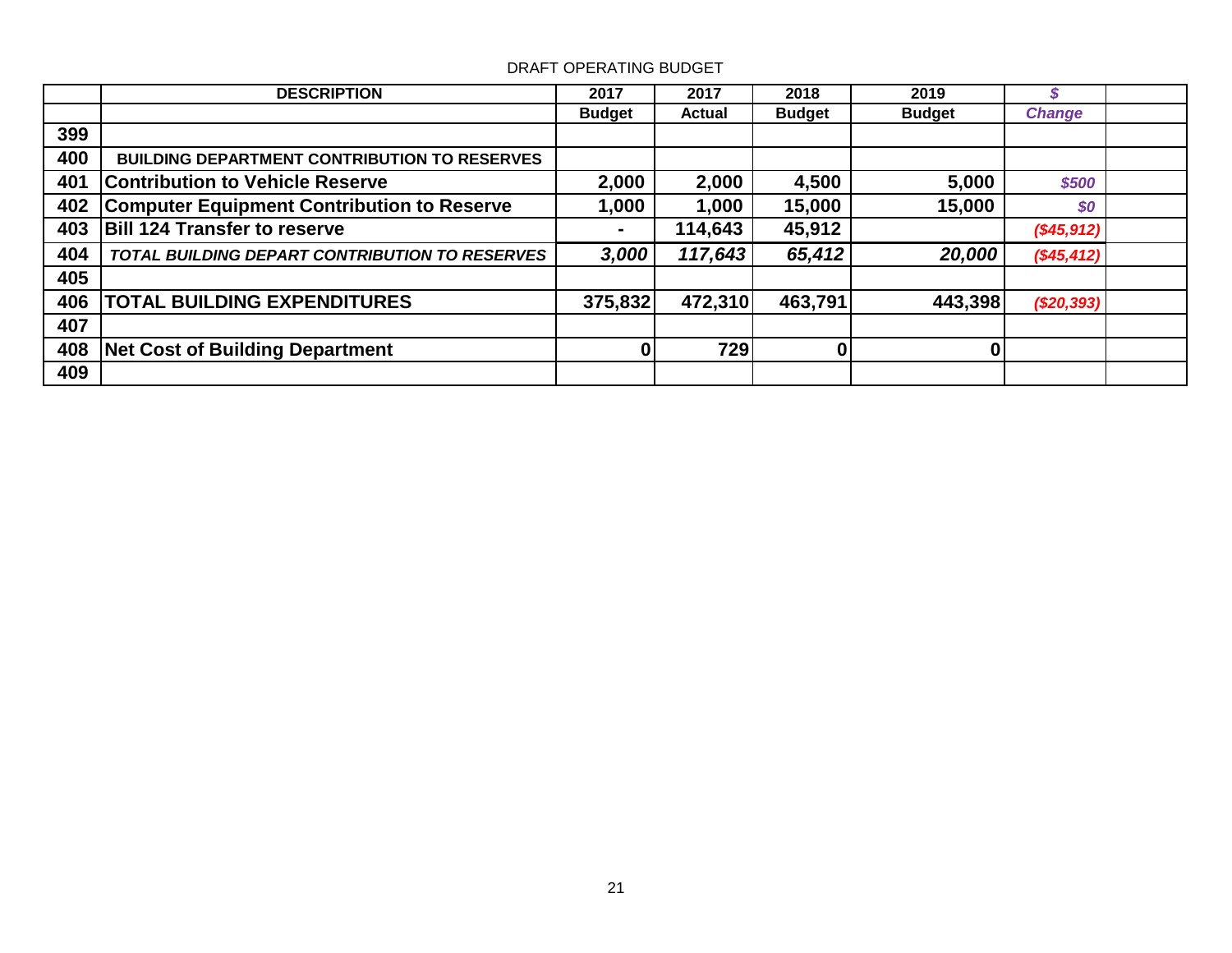DRAFT OPERATING BUDGET

| | DESCRIPTION | 2017 | 2017 | 2018 | 2019 | $ | |
|---|---|---|---|---|---|---|---|
| | | Budget | Actual | Budget | Budget | Change | |
| 399 | | | | | | | |
| 400 | **BUILDING DEPARTMENT CONTRIBUTION TO RESERVES** | | | | | | |
| 401 | **Contribution to Vehicle Reserve** | 2,000 | 2,000 | 4,500 | 5,000 | $500 | |
| 402 | **Computer Equipment Contribution to Reserve** | 1,000 | 1,000 | 15,000 | 15,000 | $0 | |
| 403 | **Bill 124 Transfer to reserve** | - | 114,643 | 45,912 | | ($45,912) | |
| 404 | ***TOTAL BUILDING DEPART CONTRIBUTION TO RESERVES*** | *3,000* | *117,643* | *65,412* | *20,000* | ($45,412) | |
| 405 | | | | | | | |
| 406 | **TOTAL BUILDING EXPENDITURES** | 375,832 | 472,310 | 463,791 | 443,398 | ($20,393) | |
| 407 | | | | | | | |
| 408 | **Net Cost of Building Department** | 0 | 729 | 0 | 0 | | |
| 409 | | | | | | | |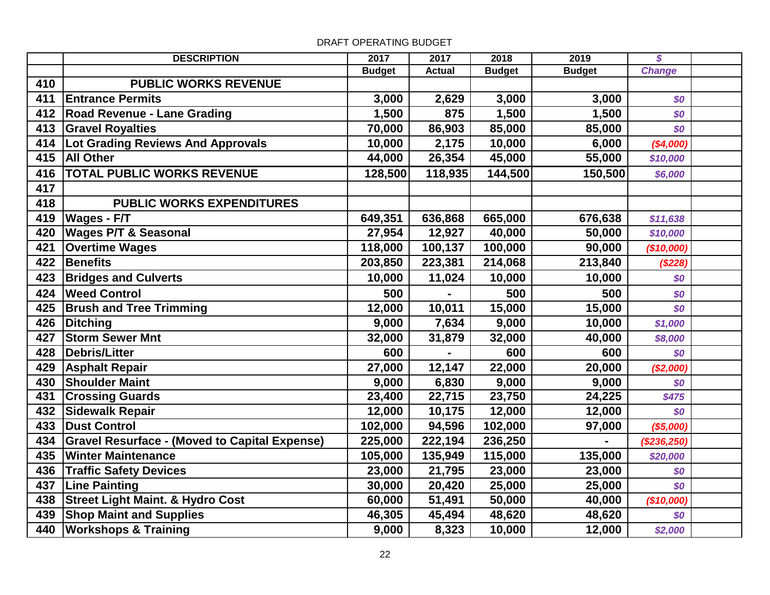DRAFT OPERATING BUDGET

| | DESCRIPTION | 2017 | 2017 | 2018 | 2019 | $ | |
|---|---|---|---|---|---|---|---|
| | | Budget | Actual | Budget | Budget | Change | |
| 410 | PUBLIC WORKS REVENUE | | | | | | |
| 411 | Entrance Permits | 3,000 | 2,629 | 3,000 | 3,000 | $0 | |
| 412 | Road Revenue - Lane Grading | 1,500 | 875 | 1,500 | 1,500 | $0 | |
| 413 | Gravel Royalties | 70,000 | 86,903 | 85,000 | 85,000 | $0 | |
| 414 | Lot Grading Reviews And Approvals | 10,000 | 2,175 | 10,000 | 6,000 | ($4,000) | |
| 415 | All Other | 44,000 | 26,354 | 45,000 | 55,000 | $10,000 | |
| 416 | TOTAL PUBLIC WORKS REVENUE | 128,500 | 118,935 | 144,500 | 150,500 | $6,000 | |
| 417 | | | | | | | |
| 418 | PUBLIC WORKS EXPENDITURES | | | | | | |
| 419 | Wages - F/T | 649,351 | 636,868 | 665,000 | 676,638 | $11,638 | |
| 420 | Wages P/T & Seasonal | 27,954 | 12,927 | 40,000 | 50,000 | $10,000 | |
| 421 | Overtime Wages | 118,000 | 100,137 | 100,000 | 90,000 | ($10,000) | |
| 422 | Benefits | 203,850 | 223,381 | 214,068 | 213,840 | ($228) | |
| 423 | Bridges and Culverts | 10,000 | 11,024 | 10,000 | 10,000 | $0 | |
| 424 | Weed Control | 500 | - | 500 | 500 | $0 | |
| 425 | Brush and Tree Trimming | 12,000 | 10,011 | 15,000 | 15,000 | $0 | |
| 426 | Ditching | 9,000 | 7,634 | 9,000 | 10,000 | $1,000 | |
| 427 | Storm Sewer Mnt | 32,000 | 31,879 | 32,000 | 40,000 | $8,000 | |
| 428 | Debris/Litter | 600 | - | 600 | 600 | $0 | |
| 429 | Asphalt Repair | 27,000 | 12,147 | 22,000 | 20,000 | ($2,000) | |
| 430 | Shoulder Maint | 9,000 | 6,830 | 9,000 | 9,000 | $0 | |
| 431 | Crossing Guards | 23,400 | 22,715 | 23,750 | 24,225 | $475 | |
| 432 | Sidewalk Repair | 12,000 | 10,175 | 12,000 | 12,000 | $0 | |
| 433 | Dust Control | 102,000 | 94,596 | 102,000 | 97,000 | ($5,000) | |
| 434 | Gravel Resurface - (Moved to Capital Expense) | 225,000 | 222,194 | 236,250 | - | ($236,250) | |
| 435 | Winter Maintenance | 105,000 | 135,949 | 115,000 | 135,000 | $20,000 | |
| 436 | Traffic Safety Devices | 23,000 | 21,795 | 23,000 | 23,000 | $0 | |
| 437 | Line Painting | 30,000 | 20,420 | 25,000 | 25,000 | $0 | |
| 438 | Street Light Maint. & Hydro Cost | 60,000 | 51,491 | 50,000 | 40,000 | ($10,000) | |
| 439 | Shop Maint and Supplies | 46,305 | 45,494 | 48,620 | 48,620 | $0 | |
| 440 | Workshops & Training | 9,000 | 8,323 | 10,000 | 12,000 | $2,000 | |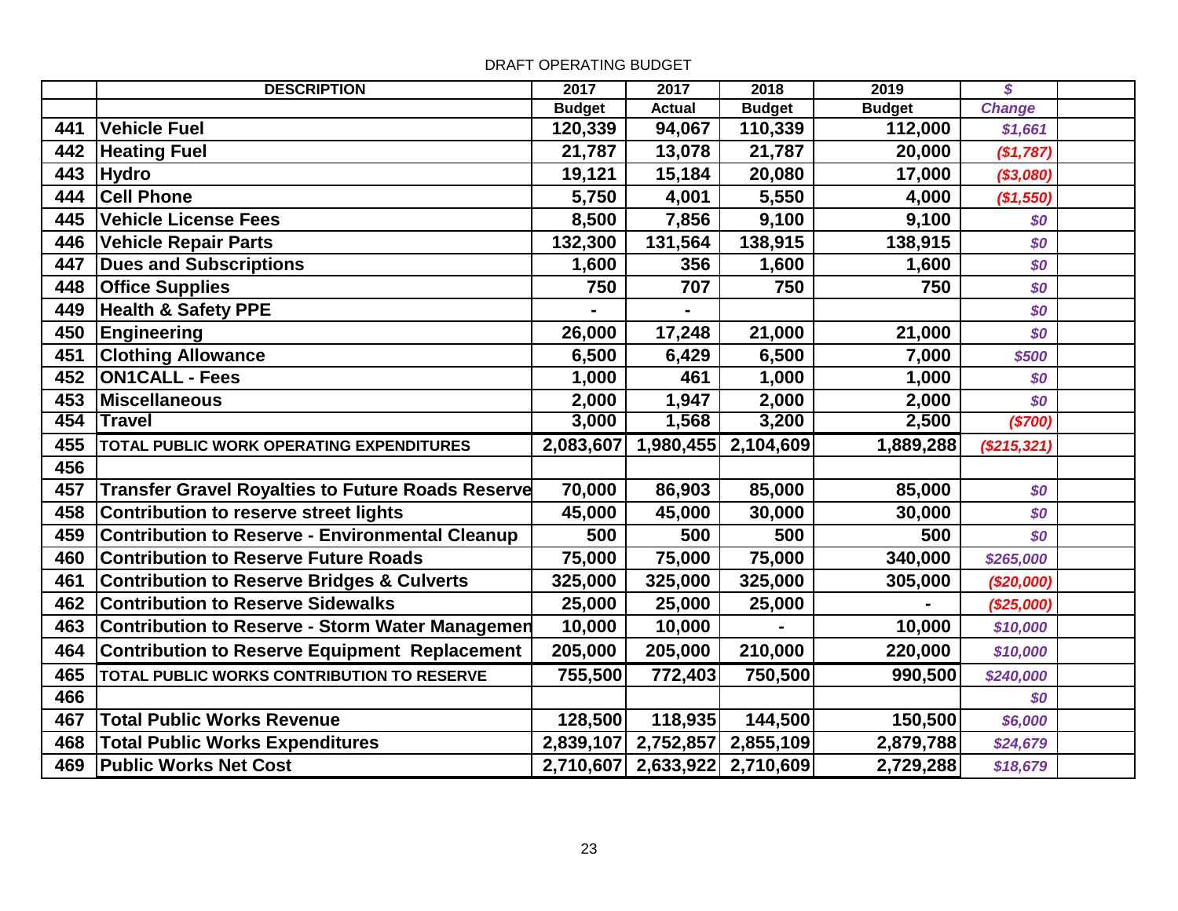DRAFT OPERATING BUDGET

| | DESCRIPTION | 2017 | 2017 | 2018 | 2019 | $ | |
|---|---|---|---|---|---|---|---|
| | | Budget | Actual | Budget | Budget | Change | |
| 441 | **Vehicle Fuel** | 120,339 | 94,067 | 110,339 | 112,000 | $1,661 | |
| 442 | **Heating Fuel** | 21,787 | 13,078 | 21,787 | 20,000 | ($1,787) | |
| 443 | **Hydro** | 19,121 | 15,184 | 20,080 | 17,000 | ($3,080) | |
| 444 | **Cell Phone** | 5,750 | 4,001 | 5,550 | 4,000 | ($1,550) | |
| 445 | **Vehicle License Fees** | 8,500 | 7,856 | 9,100 | 9,100 | $0 | |
| 446 | **Vehicle Repair Parts** | 132,300 | 131,564 | 138,915 | 138,915 | $0 | |
| 447 | **Dues and Subscriptions** | 1,600 | 356 | 1,600 | 1,600 | $0 | |
| 448 | **Office Supplies** | 750 | 707 | 750 | 750 | $0 | |
| 449 | **Health & Safety PPE** | - | - | | | $0 | |
| 450 | **Engineering** | 26,000 | 17,248 | 21,000 | 21,000 | $0 | |
| 451 | **Clothing Allowance** | 6,500 | 6,429 | 6,500 | 7,000 | $500 | |
| 452 | **ON1CALL - Fees** | 1,000 | 461 | 1,000 | 1,000 | $0 | |
| 453 | **Miscellaneous** | 2,000 | 1,947 | 2,000 | 2,000 | $0 | |
| 454 | **Travel** | 3,000 | 1,568 | 3,200 | 2,500 | ($700) | |
| 455 | **TOTAL PUBLIC WORK OPERATING EXPENDITURES** | 2,083,607 | 1,980,455 | 2,104,609 | 1,889,288 | ($215,321) | |
| 456 | | | | | | | |
| 457 | **Transfer Gravel Royalties to Future Roads Reserve** | 70,000 | 86,903 | 85,000 | 85,000 | $0 | |
| 458 | **Contribution to reserve street lights** | 45,000 | 45,000 | 30,000 | 30,000 | $0 | |
| 459 | **Contribution to Reserve - Environmental Cleanup** | 500 | 500 | 500 | 500 | $0 | |
| 460 | **Contribution to Reserve Future Roads** | 75,000 | 75,000 | 75,000 | 340,000 | $265,000 | |
| 461 | **Contribution to Reserve Bridges & Culverts** | 325,000 | 325,000 | 325,000 | 305,000 | ($20,000) | |
| 462 | **Contribution to Reserve Sidewalks** | 25,000 | 25,000 | 25,000 | - | ($25,000) | |
| 463 | **Contribution to Reserve - Storm Water Managemen** | 10,000 | 10,000 | - | 10,000 | $10,000 | |
| 464 | **Contribution to Reserve Equipment Replacement** | 205,000 | 205,000 | 210,000 | 220,000 | $10,000 | |
| 465 | **TOTAL PUBLIC WORKS CONTRIBUTION TO RESERVE** | 755,500 | 772,403 | 750,500 | 990,500 | $240,000 | |
| 466 | | | | | | $0 | |
| 467 | **Total Public Works Revenue** | 128,500 | 118,935 | 144,500 | 150,500 | $6,000 | |
| 468 | **Total Public Works Expenditures** | 2,839,107 | 2,752,857 | 2,855,109 | 2,879,788 | $24,679 | |
| 469 | **Public Works Net Cost** | 2,710,607 | 2,633,922 | 2,710,609 | 2,729,288 | $18,679 | |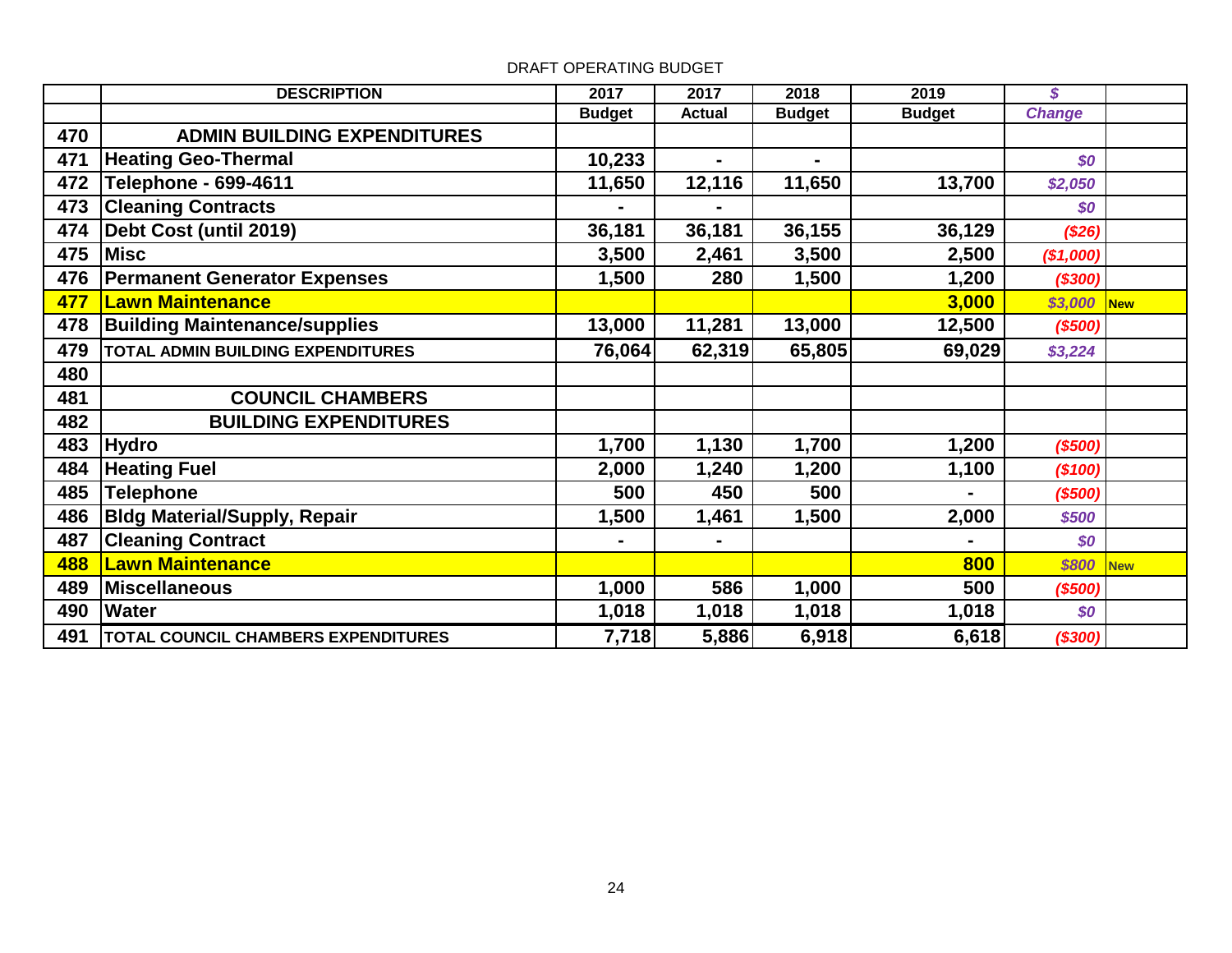DRAFT OPERATING BUDGET

| | DESCRIPTION | 2017 Budget | 2017 Actual | 2018 Budget | 2019 Budget | $ Change | |
|---|---|---|---|---|---|---|---|
| 470 | **ADMIN BUILDING EXPENDITURES** | | | | | | |
| 471 | **Heating Geo-Thermal** | 10,233 | - | - | | $0 | |
| 472 | **Telephone - 699-4611** | 11,650 | 12,116 | 11,650 | 13,700 | $2,050 | |
| 473 | **Cleaning Contracts** | - | - | | | $0 | |
| 474 | **Debt Cost (until 2019)** | 36,181 | 36,181 | 36,155 | 36,129 | ($26) | |
| 475 | **Misc** | 3,500 | 2,461 | 3,500 | 2,500 | ($1,000) | |
| 476 | **Permanent Generator Expenses** | 1,500 | 280 | 1,500 | 1,200 | ($300) | |
| 477 | **Lawn Maintenance** | | | | 3,000 | $3,000 | New |
| 478 | **Building Maintenance/supplies** | 13,000 | 11,281 | 13,000 | 12,500 | ($500) | |
| 479 | **TOTAL ADMIN BUILDING EXPENDITURES** | 76,064 | 62,319 | 65,805 | 69,029 | $3,224 | |
| 480 | | | | | | | |
| 481 | **COUNCIL CHAMBERS** | | | | | | |
| 482 | **BUILDING EXPENDITURES** | | | | | | |
| 483 | **Hydro** | 1,700 | 1,130 | 1,700 | 1,200 | ($500) | |
| 484 | **Heating Fuel** | 2,000 | 1,240 | 1,200 | 1,100 | ($100) | |
| 485 | **Telephone** | 500 | 450 | 500 | - | ($500) | |
| 486 | **Bldg Material/Supply, Repair** | 1,500 | 1,461 | 1,500 | 2,000 | $500 | |
| 487 | **Cleaning Contract** | - | - | | - | $0 | |
| 488 | **Lawn Maintenance** | | | | 800 | $800 | New |
| 489 | **Miscellaneous** | 1,000 | 586 | 1,000 | 500 | ($500) | |
| 490 | **Water** | 1,018 | 1,018 | 1,018 | 1,018 | $0 | |
| 491 | **TOTAL COUNCIL CHAMBERS EXPENDITURES** | 7,718 | 5,886 | 6,918 | 6,618 | ($300) | |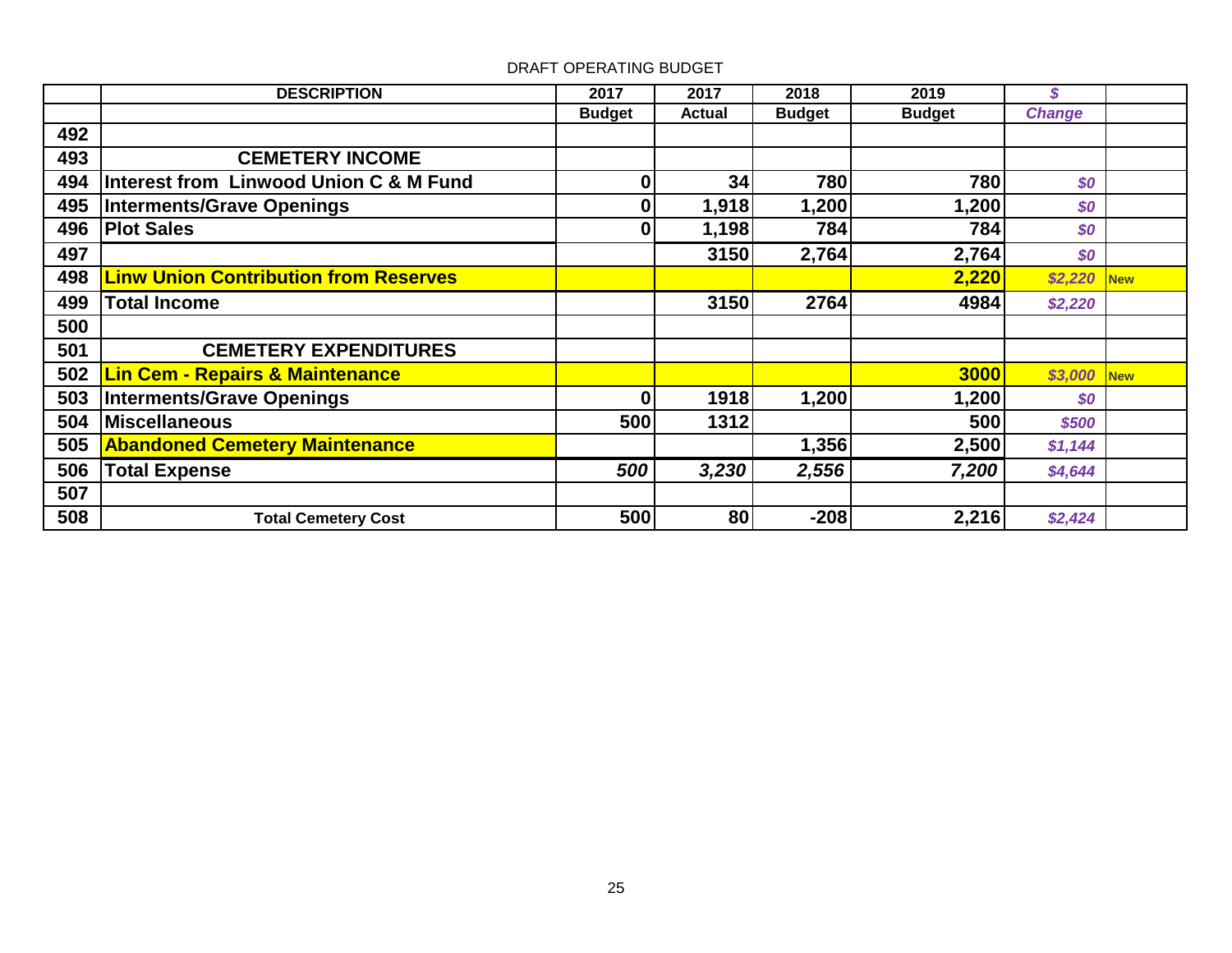DRAFT OPERATING BUDGET

| | DESCRIPTION | 2017 | 2017 | 2018 | 2019 | $ | |
|---|---|---|---|---|---|---|---|
| | | Budget | Actual | Budget | Budget | Change | |
| 492 | | | | | | | |
| 493 | **CEMETERY INCOME** | | | | | | |
| 494 | Interest from Linwood Union C & M Fund | 0 | 34 | 780 | 780 | $0 | |
| 495 | Interments/Grave Openings | 0 | 1,918 | 1,200 | 1,200 | $0 | |
| 496 | Plot Sales | 0 | 1,198 | 784 | 784 | $0 | |
| 497 | | | 3150 | 2,764 | 2,764 | $0 | |
| 498 | Linw Union Contribution from Reserves | | | | 2,220 | $2,220 | New |
| 499 | Total Income | | 3150 | 2764 | 4984 | $2,220 | |
| 500 | | | | | | | |
| 501 | **CEMETERY EXPENDITURES** | | | | | | |
| 502 | Lin Cem - Repairs & Maintenance | | | | 3000 | $3,000 | New |
| 503 | Interments/Grave Openings | 0 | 1918 | 1,200 | 1,200 | $0 | |
| 504 | Miscellaneous | 500 | 1312 | | 500 | $500 | |
| 505 | Abandoned Cemetery Maintenance | | | 1,356 | 2,500 | $1,144 | |
| 506 | Total Expense | *500* | *3,230* | *2,556* | *7,200* | $4,644 | |
| 507 | | | | | | | |
| 508 | **Total Cemetery Cost** | 500 | 80 | -208 | 2,216 | $2,424 | |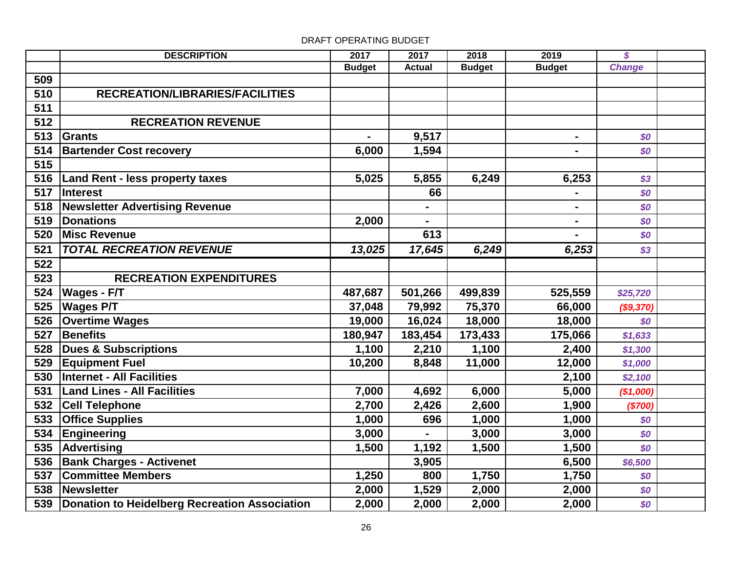DRAFT OPERATING BUDGET

| | DESCRIPTION | 2017 | 2017 | 2018 | 2019 | $ | |
|---|---|---|---|---|---|---|---|
| | | Budget | Actual | Budget | Budget | *Change* | |
| 509 | | | | | | | |
| 510 | **RECREATION/LIBRARIES/FACILITIES** | | | | | | |
| 511 | | | | | | | |
| 512 | **RECREATION REVENUE** | | | | | | |
| 513 | Grants | - | 9,517 | | - | *$0* | |
| 514 | Bartender Cost recovery | 6,000 | 1,594 | | - | *$0* | |
| 515 | | | | | | | |
| 516 | Land Rent - less property taxes | 5,025 | 5,855 | 6,249 | 6,253 | *$3* | |
| 517 | Interest | | 66 | | - | *$0* | |
| 518 | Newsletter Advertising Revenue | | - | | - | *$0* | |
| 519 | Donations | 2,000 | - | | - | *$0* | |
| 520 | Misc Revenue | | 613 | | - | *$0* | |
| 521 | *TOTAL RECREATION REVENUE* | *13,025* | *17,645* | *6,249* | *6,253* | *$3* | |
| 522 | | | | | | | |
| 523 | **RECREATION EXPENDITURES** | | | | | | |
| 524 | Wages - F/T | 487,687 | 501,266 | 499,839 | 525,559 | *$25,720* | |
| 525 | Wages P/T | 37,048 | 79,992 | 75,370 | 66,000 | *($9,370)* | |
| 526 | Overtime Wages | 19,000 | 16,024 | 18,000 | 18,000 | *$0* | |
| 527 | Benefits | 180,947 | 183,454 | 173,433 | 175,066 | *$1,633* | |
| 528 | Dues & Subscriptions | 1,100 | 2,210 | 1,100 | 2,400 | *$1,300* | |
| 529 | Equipment Fuel | 10,200 | 8,848 | 11,000 | 12,000 | *$1,000* | |
| 530 | Internet - All Facilities | | | | 2,100 | *$2,100* | |
| 531 | Land Lines - All Facilities | 7,000 | 4,692 | 6,000 | 5,000 | *($1,000)* | |
| 532 | Cell Telephone | 2,700 | 2,426 | 2,600 | 1,900 | *($700)* | |
| 533 | Office Supplies | 1,000 | 696 | 1,000 | 1,000 | *$0* | |
| 534 | Engineering | 3,000 | - | 3,000 | 3,000 | *$0* | |
| 535 | Advertising | 1,500 | 1,192 | 1,500 | 1,500 | *$0* | |
| 536 | Bank Charges - Activenet | | 3,905 | | 6,500 | *$6,500* | |
| 537 | Committee Members | 1,250 | 800 | 1,750 | 1,750 | *$0* | |
| 538 | Newsletter | 2,000 | 1,529 | 2,000 | 2,000 | *$0* | |
| 539 | Donation to Heidelberg Recreation Association | 2,000 | 2,000 | 2,000 | 2,000 | *$0* | |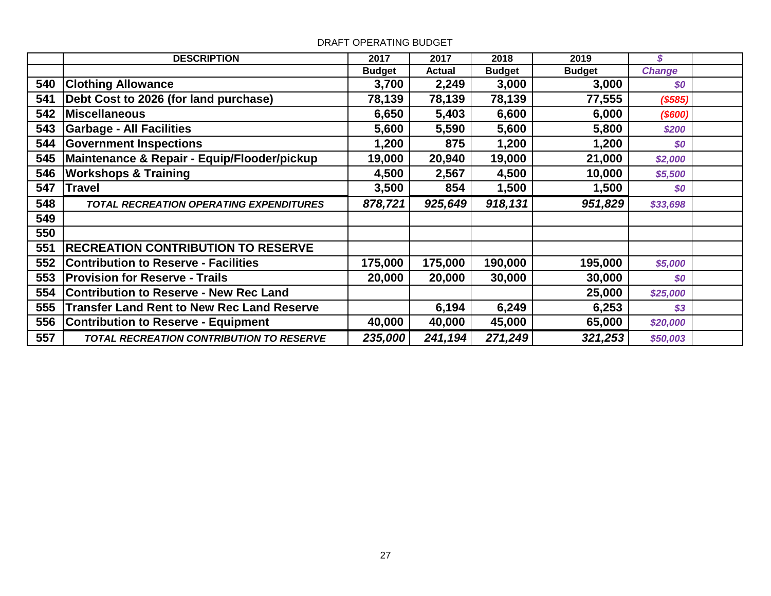DRAFT OPERATING BUDGET

| | DESCRIPTION | 2017 | 2017 | 2018 | 2019 | $ | |
|---|---|---|---|---|---|---|---|
| | | Budget | Actual | Budget | Budget | Change | |
| 540 | **Clothing Allowance** | 3,700 | 2,249 | 3,000 | 3,000 | *$0* | |
| 541 | **Debt Cost to 2026 (for land purchase)** | 78,139 | 78,139 | 78,139 | 77,555 | *($585)* | |
| 542 | **Miscellaneous** | 6,650 | 5,403 | 6,600 | 6,000 | *($600)* | |
| 543 | **Garbage - All Facilities** | 5,600 | 5,590 | 5,600 | 5,800 | *$200* | |
| 544 | **Government Inspections** | 1,200 | 875 | 1,200 | 1,200 | *$0* | |
| 545 | **Maintenance & Repair - Equip/Flooder/pickup** | 19,000 | 20,940 | 19,000 | 21,000 | *$2,000* | |
| 546 | **Workshops & Training** | 4,500 | 2,567 | 4,500 | 10,000 | *$5,500* | |
| 547 | **Travel** | 3,500 | 854 | 1,500 | 1,500 | *$0* | |
| 548 | ***TOTAL RECREATION OPERATING EXPENDITURES*** | *878,721* | *925,649* | *918,131* | *951,829* | *$33,698* | |
| 549 | | | | | | | |
| 550 | | | | | | | |
| 551 | **RECREATION CONTRIBUTION TO RESERVE** | | | | | | |
| 552 | **Contribution to Reserve - Facilities** | 175,000 | 175,000 | 190,000 | 195,000 | *$5,000* | |
| 553 | **Provision for Reserve - Trails** | 20,000 | 20,000 | 30,000 | 30,000 | *$0* | |
| 554 | **Contribution to Reserve - New Rec Land** | | | | 25,000 | *$25,000* | |
| 555 | **Transfer Land Rent to New Rec Land Reserve** | | 6,194 | 6,249 | 6,253 | *$3* | |
| 556 | **Contribution to Reserve - Equipment** | 40,000 | 40,000 | 45,000 | 65,000 | *$20,000* | |
| 557 | ***TOTAL RECREATION CONTRIBUTION TO RESERVE*** | *235,000* | *241,194* | *271,249* | *321,253* | *$50,003* | |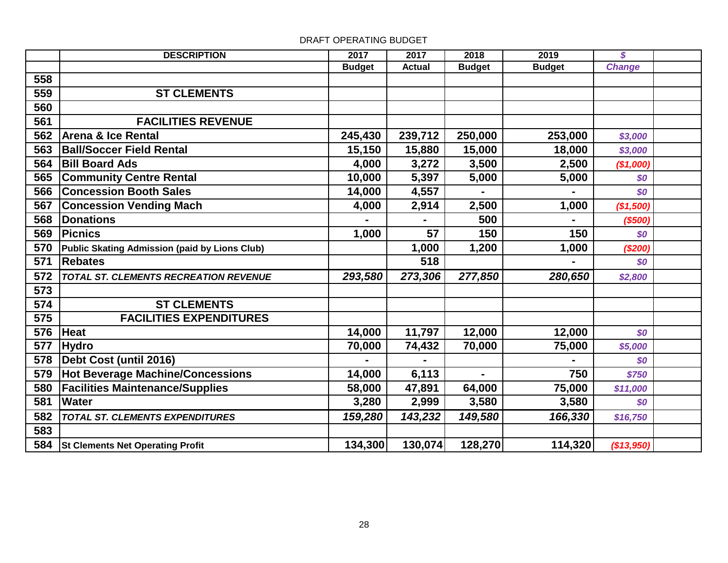DRAFT OPERATING BUDGET

| | DESCRIPTION | 2017 Budget | 2017 Actual | 2018 Budget | 2019 Budget | $ Change | |
|---|---|---|---|---|---|---|---|
| 558 | | | | | | | |
| 559 | **ST CLEMENTS** | | | | | | |
| 560 | | | | | | | |
| 561 | **FACILITIES REVENUE** | | | | | | |
| 562 | **Arena & Ice Rental** | 245,430 | 239,712 | 250,000 | 253,000 | *$3,000* | |
| 563 | **Ball/Soccer Field Rental** | 15,150 | 15,880 | 15,000 | 18,000 | *$3,000* | |
| 564 | **Bill Board Ads** | 4,000 | 3,272 | 3,500 | 2,500 | *($1,000)* | |
| 565 | **Community Centre Rental** | 10,000 | 5,397 | 5,000 | 5,000 | *$0* | |
| 566 | **Concession Booth Sales** | 14,000 | 4,557 | - | - | *$0* | |
| 567 | **Concession Vending Mach** | 4,000 | 2,914 | 2,500 | 1,000 | *($1,500)* | |
| 568 | **Donations** | - | - | 500 | - | *($500)* | |
| 569 | **Picnics** | 1,000 | 57 | 150 | 150 | *$0* | |
| 570 | **Public Skating Admission (paid by Lions Club)** | | 1,000 | 1,200 | 1,000 | *($200)* | |
| 571 | **Rebates** | | 518 | | - | *$0* | |
| 572 | ***TOTAL ST. CLEMENTS RECREATION REVENUE*** | *293,580* | *273,306* | *277,850* | *280,650* | *$2,800* | |
| 573 | | | | | | | |
| 574 | **ST CLEMENTS** | | | | | | |
| 575 | **FACILITIES EXPENDITURES** | | | | | | |
| 576 | **Heat** | 14,000 | 11,797 | 12,000 | 12,000 | *$0* | |
| 577 | **Hydro** | 70,000 | 74,432 | 70,000 | 75,000 | *$5,000* | |
| 578 | **Debt Cost (until 2016)** | - | - | | - | *$0* | |
| 579 | **Hot Beverage Machine/Concessions** | 14,000 | 6,113 | - | 750 | *$750* | |
| 580 | **Facilities Maintenance/Supplies** | 58,000 | 47,891 | 64,000 | 75,000 | *$11,000* | |
| 581 | **Water** | 3,280 | 2,999 | 3,580 | 3,580 | *$0* | |
| 582 | ***TOTAL ST. CLEMENTS EXPENDITURES*** | *159,280* | *143,232* | *149,580* | *166,330* | *$16,750* | |
| 583 | | | | | | | |
| 584 | **St Clements Net Operating Profit** | 134,300 | 130,074 | 128,270 | 114,320 | *($13,950)* | |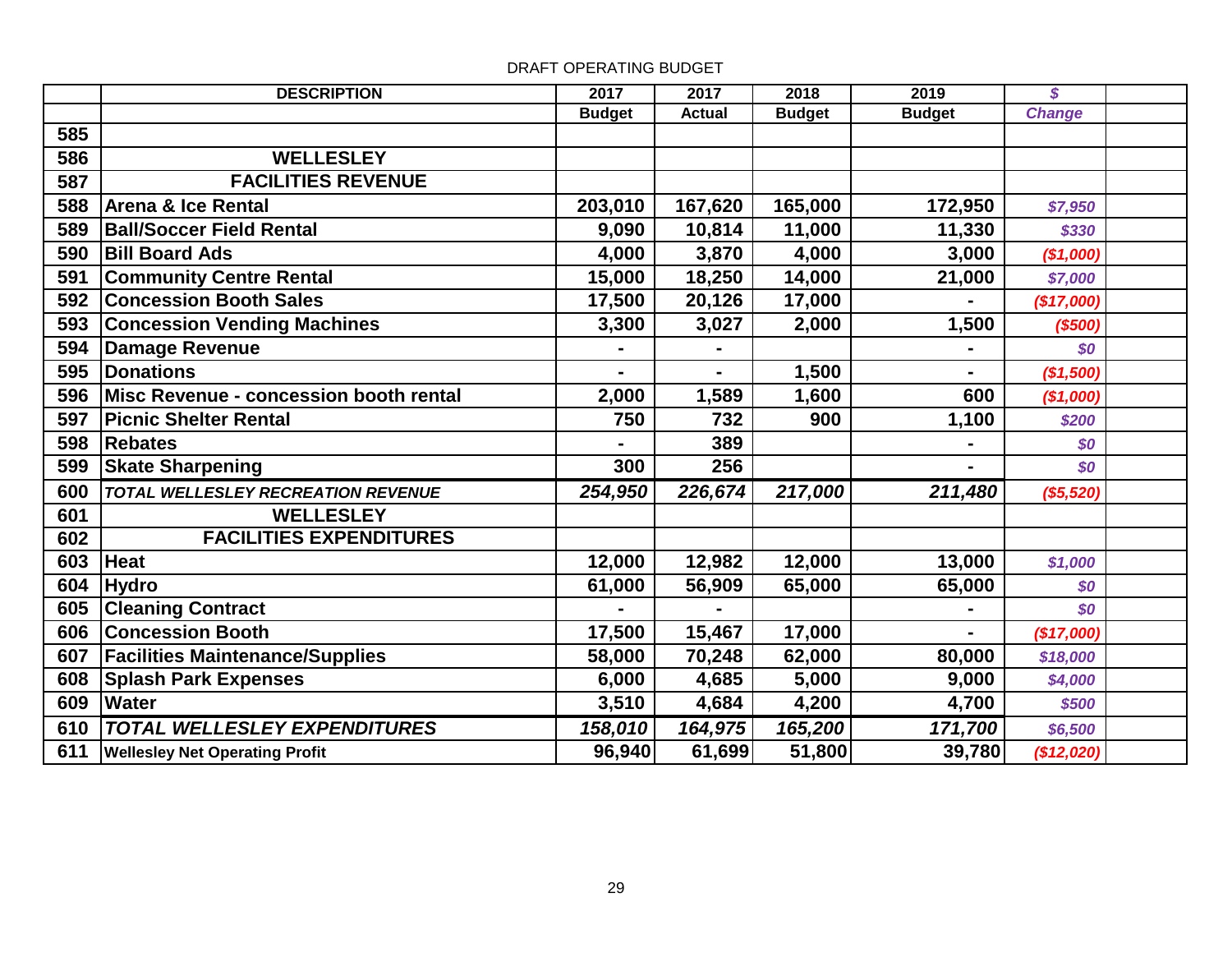DRAFT OPERATING BUDGET

| | DESCRIPTION | 2017 | 2017 | 2018 | 2019 | $ | |
|---|---|---|---|---|---|---|---|
| | | Budget | Actual | Budget | Budget | *Change* | |
| 585 | | | | | | | |
| 586 | **WELLESLEY** | | | | | | |
| 587 | **FACILITIES REVENUE** | | | | | | |
| 588 | **Arena & Ice Rental** | 203,010 | 167,620 | 165,000 | 172,950 | *$7,950* | |
| 589 | **Ball/Soccer Field Rental** | 9,090 | 10,814 | 11,000 | 11,330 | *$330* | |
| 590 | **Bill Board Ads** | 4,000 | 3,870 | 4,000 | 3,000 | *($1,000)* | |
| 591 | **Community Centre Rental** | 15,000 | 18,250 | 14,000 | 21,000 | *$7,000* | |
| 592 | **Concession Booth Sales** | 17,500 | 20,126 | 17,000 | - | *($17,000)* | |
| 593 | **Concession Vending Machines** | 3,300 | 3,027 | 2,000 | 1,500 | *($500)* | |
| 594 | **Damage Revenue** | - | - | | - | *$0* | |
| 595 | **Donations** | - | - | 1,500 | - | *($1,500)* | |
| 596 | **Misc Revenue - concession booth rental** | 2,000 | 1,589 | 1,600 | 600 | *($1,000)* | |
| 597 | **Picnic Shelter Rental** | 750 | 732 | 900 | 1,100 | *$200* | |
| 598 | **Rebates** | - | 389 | | - | *$0* | |
| 599 | **Skate Sharpening** | 300 | 256 | | - | *$0* | |
| 600 | ***TOTAL WELLESLEY RECREATION REVENUE*** | *254,950* | *226,674* | *217,000* | *211,480* | *($5,520)* | |
| 601 | **WELLESLEY** | | | | | | |
| 602 | **FACILITIES EXPENDITURES** | | | | | | |
| 603 | **Heat** | 12,000 | 12,982 | 12,000 | 13,000 | *$1,000* | |
| 604 | **Hydro** | 61,000 | 56,909 | 65,000 | 65,000 | *$0* | |
| 605 | **Cleaning Contract** | - | - | | - | *$0* | |
| 606 | **Concession Booth** | 17,500 | 15,467 | 17,000 | - | *($17,000)* | |
| 607 | **Facilities Maintenance/Supplies** | 58,000 | 70,248 | 62,000 | 80,000 | *$18,000* | |
| 608 | **Splash Park Expenses** | 6,000 | 4,685 | 5,000 | 9,000 | *$4,000* | |
| 609 | **Water** | 3,510 | 4,684 | 4,200 | 4,700 | *$500* | |
| 610 | ***TOTAL WELLESLEY EXPENDITURES*** | *158,010* | *164,975* | *165,200* | *171,700* | *$6,500* | |
| 611 | **Wellesley Net Operating Profit** | 96,940 | 61,699 | 51,800 | 39,780 | *($12,020)* | |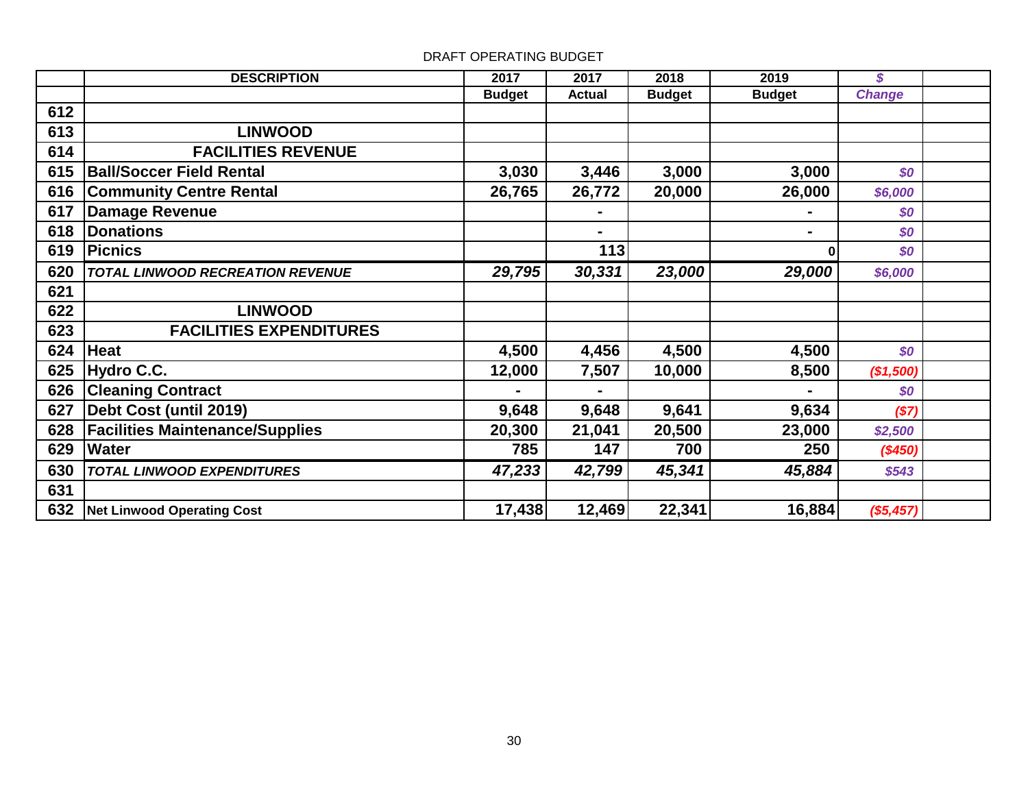DRAFT OPERATING BUDGET

| | DESCRIPTION | 2017 Budget | 2017 Actual | 2018 Budget | 2019 Budget | $ Change | |
|---|---|---|---|---|---|---|---|
| 612 | | | | | | | |
| 613 | **LINWOOD** | | | | | | |
| 614 | **FACILITIES REVENUE** | | | | | | |
| 615 | **Ball/Soccer Field Rental** | 3,030 | 3,446 | 3,000 | 3,000 | *$0* | |
| 616 | **Community Centre Rental** | 26,765 | 26,772 | 20,000 | 26,000 | *$6,000* | |
| 617 | **Damage Revenue** | | - | | - | *$0* | |
| 618 | **Donations** | | - | | - | *$0* | |
| 619 | **Picnics** | | 113 | | 0 | *$0* | |
| 620 | ***TOTAL LINWOOD RECREATION REVENUE*** | *29,795* | *30,331* | *23,000* | *29,000* | *$6,000* | |
| 621 | | | | | | | |
| 622 | **LINWOOD** | | | | | | |
| 623 | **FACILITIES EXPENDITURES** | | | | | | |
| 624 | **Heat** | 4,500 | 4,456 | 4,500 | 4,500 | *$0* | |
| 625 | **Hydro C.C.** | 12,000 | 7,507 | 10,000 | 8,500 | *($1,500)* | |
| 626 | **Cleaning Contract** | - | - | | - | *$0* | |
| 627 | **Debt Cost (until 2019)** | 9,648 | 9,648 | 9,641 | 9,634 | *($7)* | |
| 628 | **Facilities Maintenance/Supplies** | 20,300 | 21,041 | 20,500 | 23,000 | *$2,500* | |
| 629 | **Water** | 785 | 147 | 700 | 250 | *($450)* | |
| 630 | ***TOTAL LINWOOD EXPENDITURES*** | *47,233* | *42,799* | *45,341* | *45,884* | *$543* | |
| 631 | | | | | | | |
| 632 | **Net Linwood Operating Cost** | 17,438 | 12,469 | 22,341 | 16,884 | *($5,457)* | |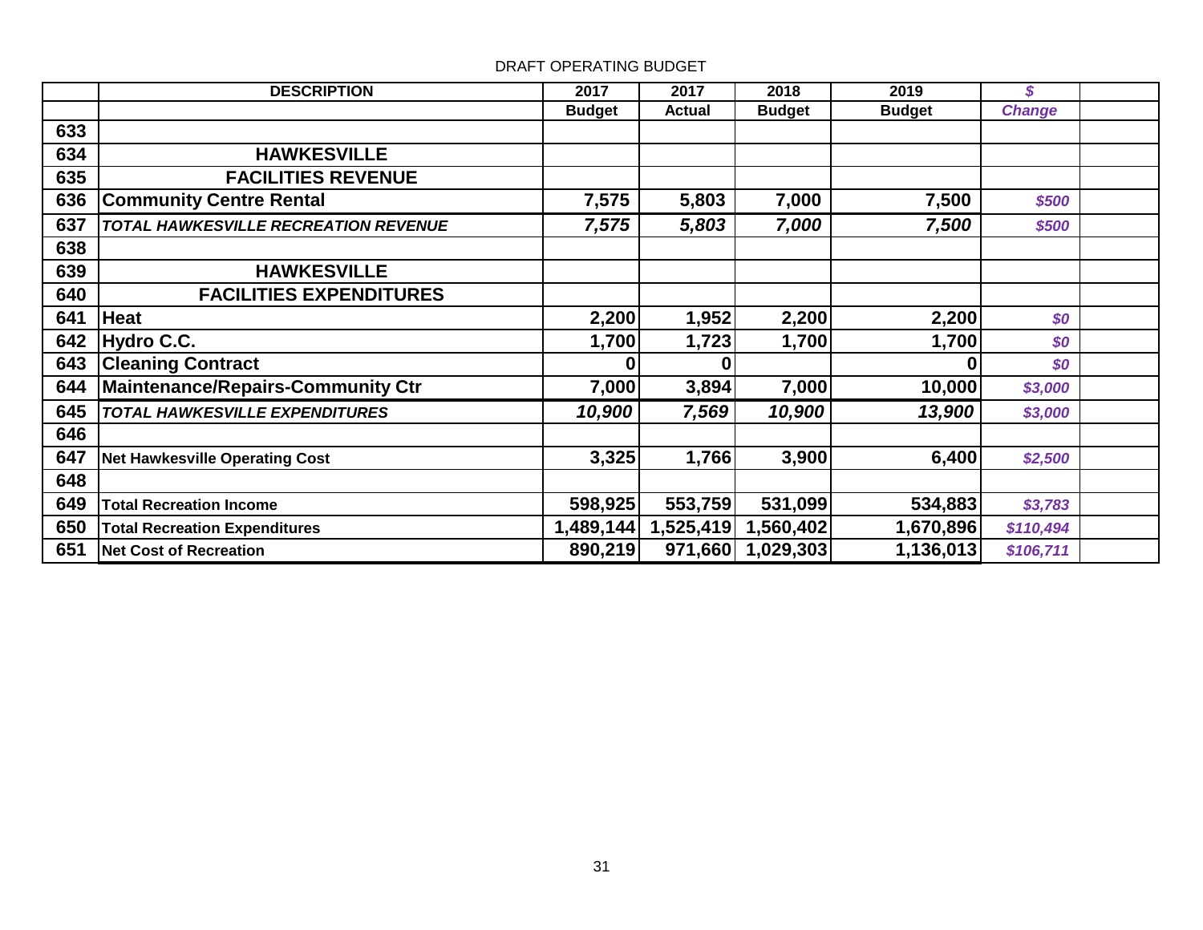DRAFT OPERATING BUDGET

| | DESCRIPTION | 2017 | 2017 | 2018 | 2019 | $ | |
|---|---|---|---|---|---|---|---|
| | | Budget | Actual | Budget | Budget | Change | |
| 633 | | | | | | | |
| 634 | **HAWKESVILLE** | | | | | | |
| 635 | **FACILITIES REVENUE** | | | | | | |
| 636 | **Community Centre Rental** | 7,575 | 5,803 | 7,000 | 7,500 | $500 | |
| 637 | ***TOTAL HAWKESVILLE RECREATION REVENUE*** | *7,575* | *5,803* | *7,000* | *7,500* | $500 | |
| 638 | | | | | | | |
| 639 | **HAWKESVILLE** | | | | | | |
| 640 | **FACILITIES EXPENDITURES** | | | | | | |
| 641 | **Heat** | 2,200 | 1,952 | 2,200 | 2,200 | $0 | |
| 642 | **Hydro C.C.** | 1,700 | 1,723 | 1,700 | 1,700 | $0 | |
| 643 | **Cleaning Contract** | 0 | 0 | | 0 | $0 | |
| 644 | **Maintenance/Repairs-Community Ctr** | 7,000 | 3,894 | 7,000 | 10,000 | $3,000 | |
| 645 | ***TOTAL HAWKESVILLE EXPENDITURES*** | *10,900* | *7,569* | *10,900* | *13,900* | $3,000 | |
| 646 | | | | | | | |
| 647 | **Net Hawkesville Operating Cost** | 3,325 | 1,766 | 3,900 | 6,400 | $2,500 | |
| 648 | | | | | | | |
| 649 | **Total Recreation Income** | 598,925 | 553,759 | 531,099 | 534,883 | $3,783 | |
| 650 | **Total Recreation Expenditures** | 1,489,144 | 1,525,419 | 1,560,402 | 1,670,896 | $110,494 | |
| 651 | **Net Cost of Recreation** | 890,219 | 971,660 | 1,029,303 | 1,136,013 | $106,711 | |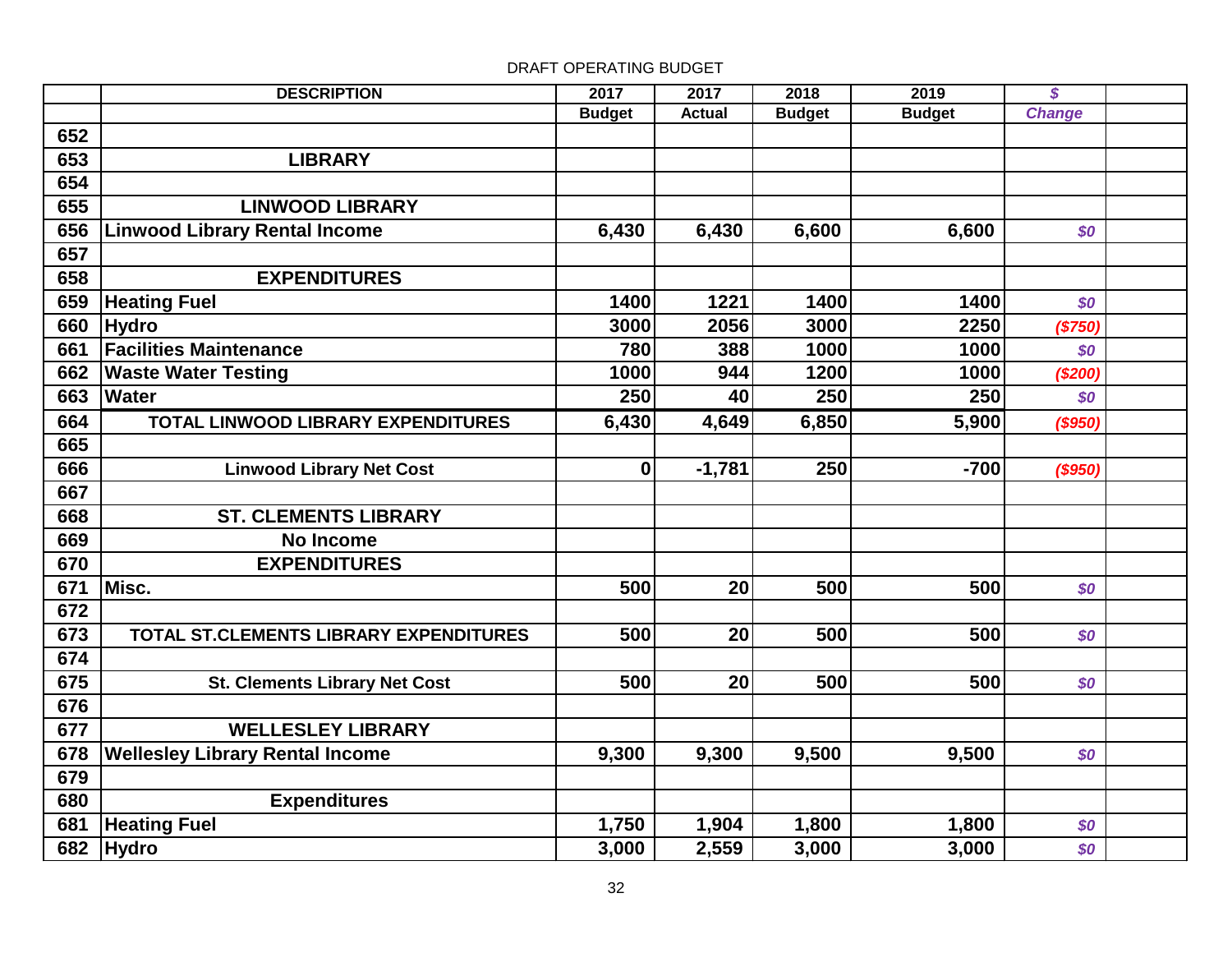DRAFT OPERATING BUDGET

| | DESCRIPTION | 2017 | 2017 | 2018 | 2019 | $ | |
|---|---|---|---|---|---|---|---|
| | | Budget | Actual | Budget | Budget | Change | |
| 652 | | | | | | | |
| 653 | **LIBRARY** | | | | | | |
| 654 | | | | | | | |
| 655 | **LINWOOD LIBRARY** | | | | | | |
| 656 | Linwood Library Rental Income | 6,430 | 6,430 | 6,600 | 6,600 | $0 | |
| 657 | | | | | | | |
| 658 | **EXPENDITURES** | | | | | | |
| 659 | Heating Fuel | 1400 | 1221 | 1400 | 1400 | $0 | |
| 660 | Hydro | 3000 | 2056 | 3000 | 2250 | ($750) | |
| 661 | Facilities Maintenance | 780 | 388 | 1000 | 1000 | $0 | |
| 662 | Waste Water Testing | 1000 | 944 | 1200 | 1000 | ($200) | |
| 663 | Water | 250 | 40 | 250 | 250 | $0 | |
| 664 | **TOTAL LINWOOD LIBRARY EXPENDITURES** | 6,430 | 4,649 | 6,850 | 5,900 | ($950) | |
| 665 | | | | | | | |
| 666 | **Linwood Library Net Cost** | 0 | -1,781 | 250 | -700 | ($950) | |
| 667 | | | | | | | |
| 668 | **ST. CLEMENTS LIBRARY** | | | | | | |
| 669 | **No Income** | | | | | | |
| 670 | **EXPENDITURES** | | | | | | |
| 671 | Misc. | 500 | 20 | 500 | 500 | $0 | |
| 672 | | | | | | | |
| 673 | **TOTAL ST.CLEMENTS LIBRARY EXPENDITURES** | 500 | 20 | 500 | 500 | $0 | |
| 674 | | | | | | | |
| 675 | **St. Clements Library Net Cost** | 500 | 20 | 500 | 500 | $0 | |
| 676 | | | | | | | |
| 677 | **WELLESLEY LIBRARY** | | | | | | |
| 678 | Wellesley Library Rental Income | 9,300 | 9,300 | 9,500 | 9,500 | $0 | |
| 679 | | | | | | | |
| 680 | **Expenditures** | | | | | | |
| 681 | Heating Fuel | 1,750 | 1,904 | 1,800 | 1,800 | $0 | |
| 682 | Hydro | 3,000 | 2,559 | 3,000 | 3,000 | $0 | |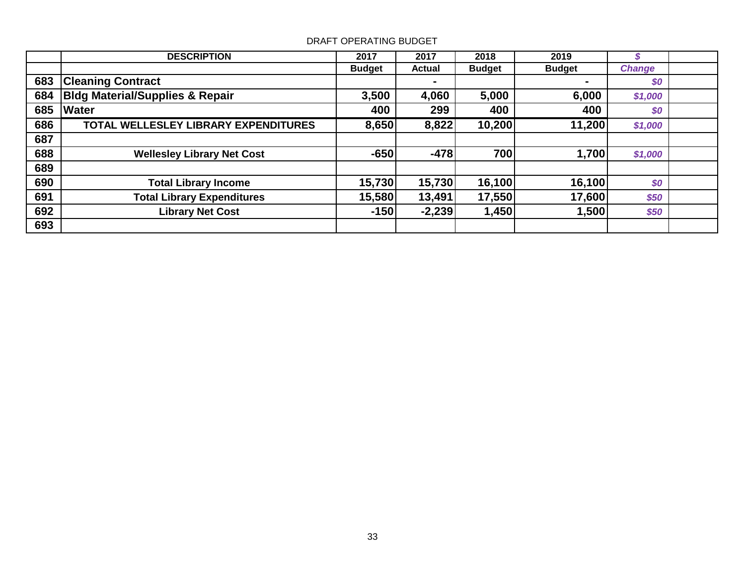DRAFT OPERATING BUDGET

| | DESCRIPTION | 2017 Budget | 2017 Actual | 2018 Budget | 2019 Budget | $ Change | |
|---|---|---|---|---|---|---|---|
| 683 | **Cleaning Contract** | | - | | - | *$0* | |
| 684 | **Bldg Material/Supplies & Repair** | 3,500 | 4,060 | 5,000 | 6,000 | *$1,000* | |
| 685 | **Water** | 400 | 299 | 400 | 400 | *$0* | |
| 686 | **TOTAL WELLESLEY LIBRARY EXPENDITURES** | 8,650 | 8,822 | 10,200 | 11,200 | *$1,000* | |
| 687 | | | | | | | |
| 688 | **Wellesley Library Net Cost** | -650 | -478 | 700 | 1,700 | *$1,000* | |
| 689 | | | | | | | |
| 690 | **Total Library Income** | 15,730 | 15,730 | 16,100 | 16,100 | *$0* | |
| 691 | **Total Library Expenditures** | 15,580 | 13,491 | 17,550 | 17,600 | *$50* | |
| 692 | **Library Net Cost** | -150 | -2,239 | 1,450 | 1,500 | *$50* | |
| 693 | | | | | | | |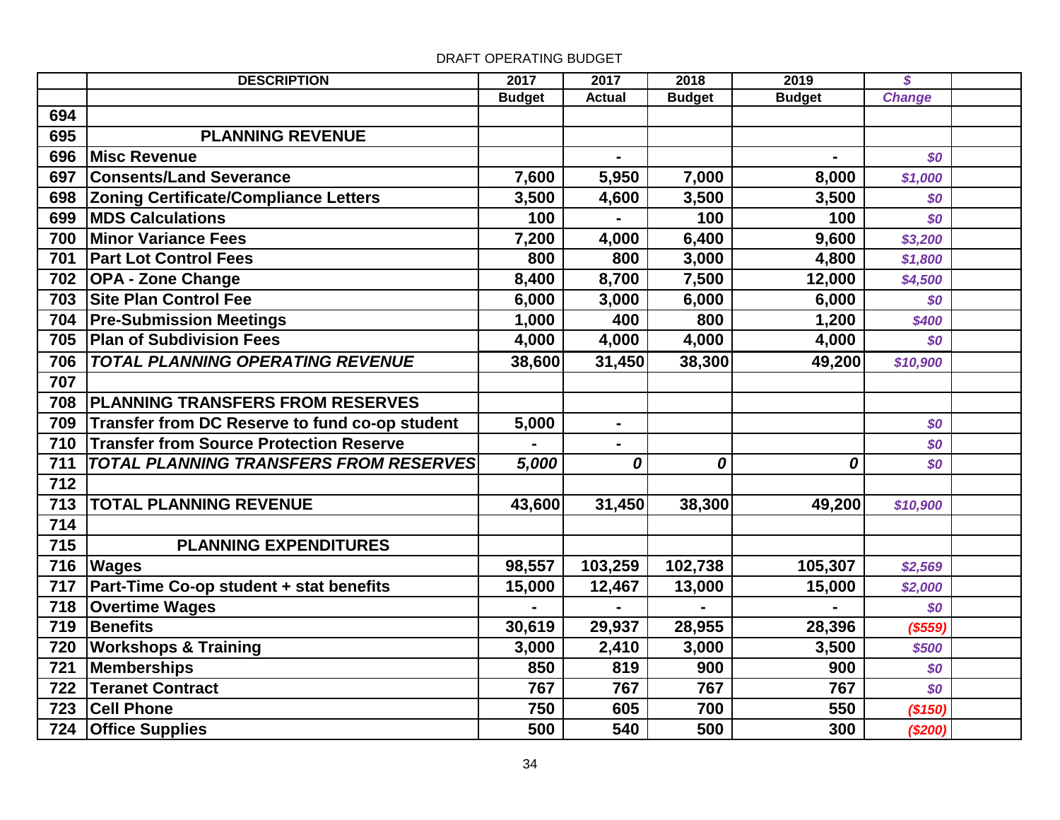DRAFT OPERATING BUDGET

| | DESCRIPTION | 2017 Budget | 2017 Actual | 2018 Budget | 2019 Budget | $ Change | |
|---|---|---|---|---|---|---|---|
| 694 | | | | | | | |
| 695 | **PLANNING REVENUE** | | | | | | |
| 696 | **Misc Revenue** | | - | | - | *$0* | |
| 697 | **Consents/Land Severance** | 7,600 | 5,950 | 7,000 | 8,000 | *$1,000* | |
| 698 | **Zoning Certificate/Compliance Letters** | 3,500 | 4,600 | 3,500 | 3,500 | *$0* | |
| 699 | **MDS Calculations** | 100 | - | 100 | 100 | *$0* | |
| 700 | **Minor Variance Fees** | 7,200 | 4,000 | 6,400 | 9,600 | *$3,200* | |
| 701 | **Part Lot Control Fees** | 800 | 800 | 3,000 | 4,800 | *$1,800* | |
| 702 | **OPA - Zone Change** | 8,400 | 8,700 | 7,500 | 12,000 | *$4,500* | |
| 703 | **Site Plan Control Fee** | 6,000 | 3,000 | 6,000 | 6,000 | *$0* | |
| 704 | **Pre-Submission Meetings** | 1,000 | 400 | 800 | 1,200 | *$400* | |
| 705 | **Plan of Subdivision Fees** | 4,000 | 4,000 | 4,000 | 4,000 | *$0* | |
| 706 | ***TOTAL PLANNING OPERATING REVENUE*** | 38,600 | 31,450 | 38,300 | 49,200 | *$10,900* | |
| 707 | | | | | | | |
| 708 | **PLANNING TRANSFERS FROM RESERVES** | | | | | | |
| 709 | **Transfer from DC Reserve to fund co-op student** | 5,000 | - | | | *$0* | |
| 710 | **Transfer from Source Protection Reserve** | - | - | | | *$0* | |
| 711 | ***TOTAL PLANNING TRANSFERS FROM RESERVES*** | *5,000* | *0* | *0* | *0* | *$0* | |
| 712 | | | | | | | |
| 713 | **TOTAL PLANNING REVENUE** | 43,600 | 31,450 | 38,300 | 49,200 | *$10,900* | |
| 714 | | | | | | | |
| 715 | **PLANNING EXPENDITURES** | | | | | | |
| 716 | **Wages** | 98,557 | 103,259 | 102,738 | 105,307 | *$2,569* | |
| 717 | **Part-Time Co-op student + stat benefits** | 15,000 | 12,467 | 13,000 | 15,000 | *$2,000* | |
| 718 | **Overtime Wages** | - | - | - | - | *$0* | |
| 719 | **Benefits** | 30,619 | 29,937 | 28,955 | 28,396 | *($559)* | |
| 720 | **Workshops & Training** | 3,000 | 2,410 | 3,000 | 3,500 | *$500* | |
| 721 | **Memberships** | 850 | 819 | 900 | 900 | *$0* | |
| 722 | **Teranet Contract** | 767 | 767 | 767 | 767 | *$0* | |
| 723 | **Cell Phone** | 750 | 605 | 700 | 550 | *($150)* | |
| 724 | **Office Supplies** | 500 | 540 | 500 | 300 | *($200)* | |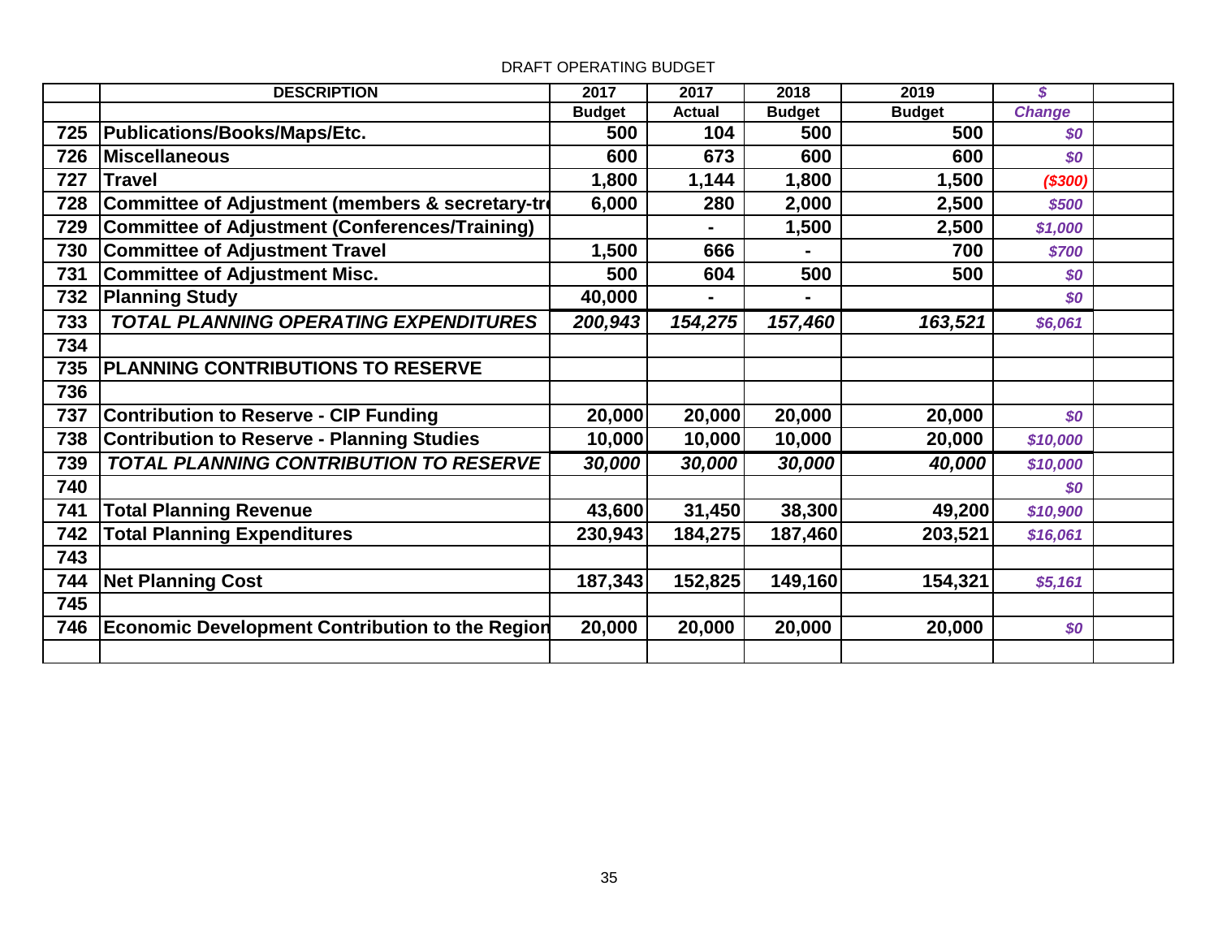DRAFT OPERATING BUDGET

| | DESCRIPTION | 2017 Budget | 2017 Actual | 2018 Budget | 2019 Budget | $ Change | |
|---|---|---|---|---|---|---|---|
| 725 | **Publications/Books/Maps/Etc.** | **500** | **104** | **500** | **500** | *$0* | |
| 726 | **Miscellaneous** | **600** | **673** | **600** | **600** | *$0* | |
| 727 | **Travel** | **1,800** | **1,144** | **1,800** | **1,500** | *($300)* | |
| 728 | **Committee of Adjustment (members & secretary-tr** | **6,000** | **280** | **2,000** | **2,500** | *$500* | |
| 729 | **Committee of Adjustment (Conferences/Training)** | | **-** | **1,500** | **2,500** | *$1,000* | |
| 730 | **Committee of Adjustment Travel** | **1,500** | **666** | **-** | **700** | *$700* | |
| 731 | **Committee of Adjustment Misc.** | **500** | **604** | **500** | **500** | *$0* | |
| 732 | **Planning Study** | **40,000** | **-** | **-** | | *$0* | |
| 733 | ***TOTAL PLANNING OPERATING EXPENDITURES*** | ***200,943*** | ***154,275*** | ***157,460*** | ***163,521*** | *$6,061* | |
| 734 | | | | | | | |
| 735 | **PLANNING CONTRIBUTIONS TO RESERVE** | | | | | | |
| 736 | | | | | | | |
| 737 | **Contribution to Reserve - CIP Funding** | **20,000** | **20,000** | **20,000** | **20,000** | *$0* | |
| 738 | **Contribution to Reserve - Planning Studies** | **10,000** | **10,000** | **10,000** | **20,000** | *$10,000* | |
| 739 | ***TOTAL PLANNING CONTRIBUTION TO RESERVE*** | ***30,000*** | ***30,000*** | ***30,000*** | ***40,000*** | *$10,000* | |
| 740 | | | | | | *$0* | |
| 741 | **Total Planning Revenue** | **43,600** | **31,450** | **38,300** | **49,200** | *$10,900* | |
| 742 | **Total Planning Expenditures** | **230,943** | **184,275** | **187,460** | **203,521** | *$16,061* | |
| 743 | | | | | | | |
| 744 | **Net Planning Cost** | **187,343** | **152,825** | **149,160** | **154,321** | *$5,161* | |
| 745 | | | | | | | |
| 746 | **Economic Development Contribution to the Region** | **20,000** | **20,000** | **20,000** | **20,000** | *$0* | |
| | | | | | | | |